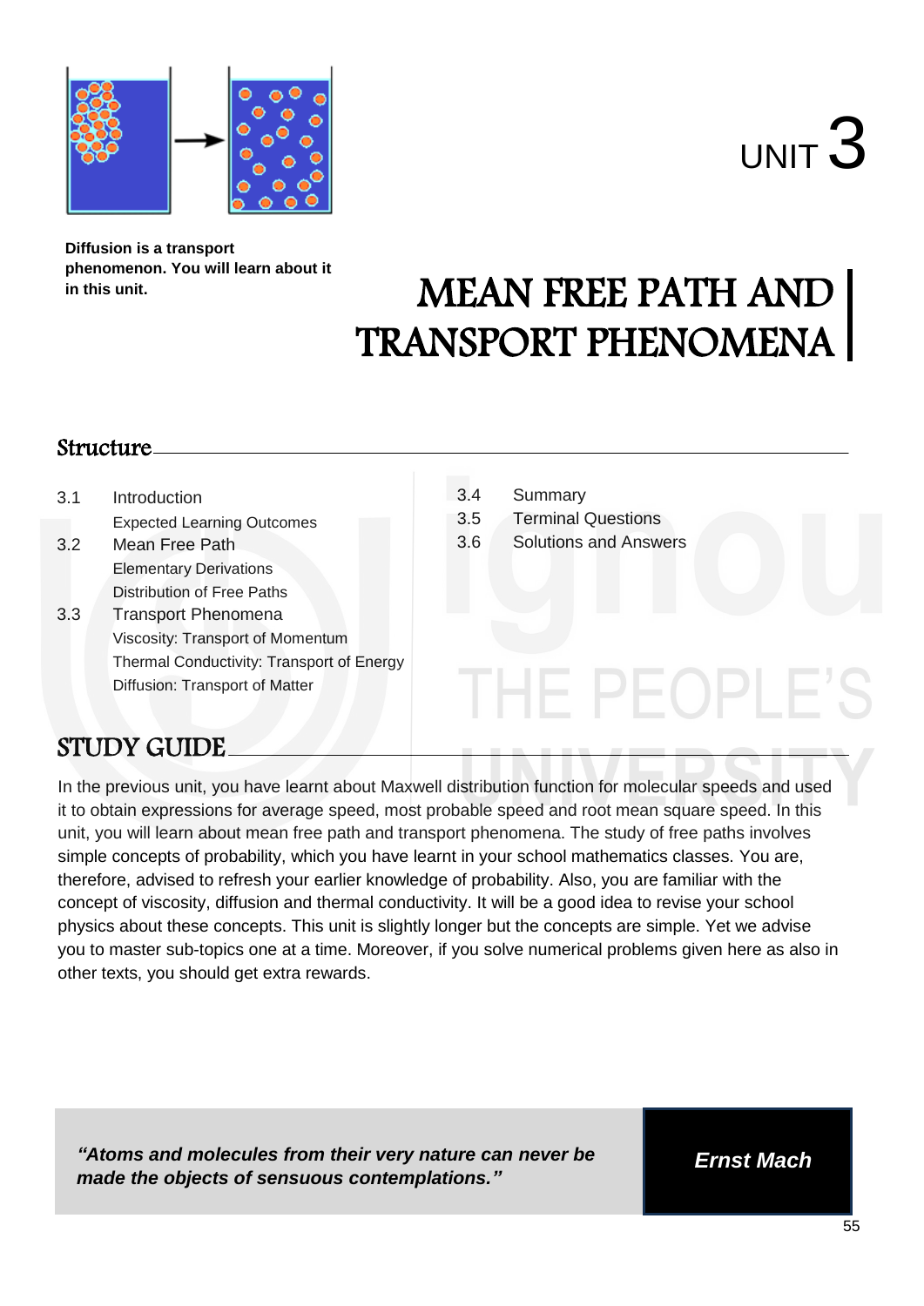Diffusion is a transport phenomenon. You will learn about it in this unit.

# UNIT 3

# MEAN FREE PATH AND TRANSPORT PHENOMENA

## Structure

3.1 Introduction
- Expected Learning Outcomes

3.2 Mean Free Path
- Elementary Derivations
- Distribution of Free Paths

3.3 Transport Phenomena
- Viscosity: Transport of Momentum
- Thermal Conductivity: Transport of Energy
- Diffusion: Transport of Matter

3.4 Summary

3.5 Terminal Questions

3.6 Solutions and Answers

## STUDY GUIDE

In the previous unit, you have learnt about Maxwell distribution function for molecular speeds and used it to obtain expressions for average speed, most probable speed and root mean square speed. In this unit, you will learn about mean free path and transport phenomena. The study of free paths involves simple concepts of probability, which you have learnt in your school mathematics classes. You are, therefore, advised to refresh your earlier knowledge of probability. Also, you are familiar with the concept of viscosity, diffusion and thermal conductivity. It will be a good idea to revise your school physics about these concepts. This unit is slightly longer but the concepts are simple. Yet we advise you to master sub-topics one at a time. Moreover, if you solve numerical problems given here as also in other texts, you should get extra rewards.

***"Atoms and molecules from their very nature can never be made the objects of sensuous contemplations."***

***Ernst Mach***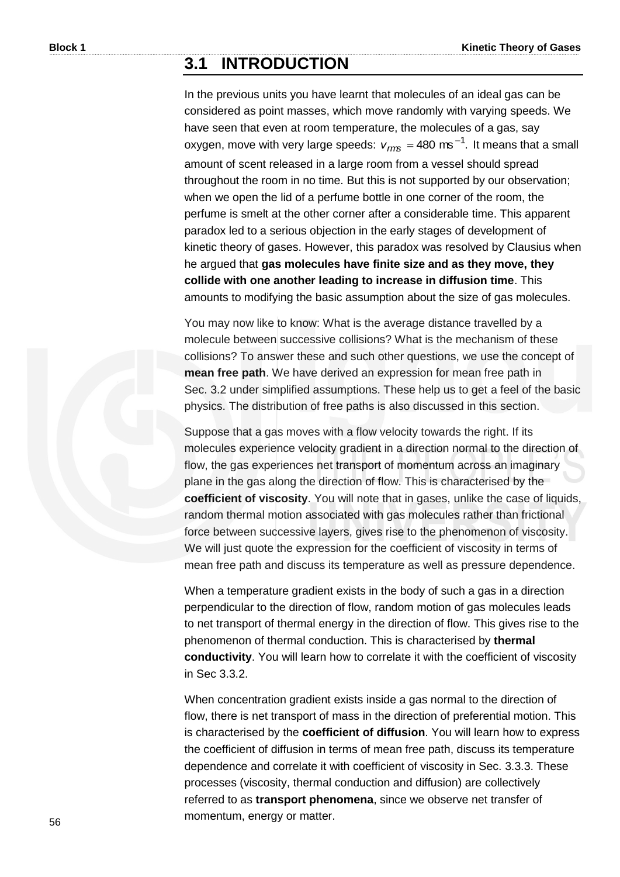## 3.1 INTRODUCTION

In the previous units you have learnt that molecules of an ideal gas can be considered as point masses, which move randomly with varying speeds. We have seen that even at room temperature, the molecules of a gas, say oxygen, move with very large speeds: $v_{rms} = 480 \text{ ms}^{-1}$. It means that a small amount of scent released in a large room from a vessel should spread throughout the room in no time. But this is not supported by our observation; when we open the lid of a perfume bottle in one corner of the room, the perfume is smelt at the other corner after a considerable time. This apparent paradox led to a serious objection in the early stages of development of kinetic theory of gases. However, this paradox was resolved by Clausius when he argued that **gas molecules have finite size and as they move, they collide with one another leading to increase in diffusion time**. This amounts to modifying the basic assumption about the size of gas molecules.

You may now like to know: What is the average distance travelled by a molecule between successive collisions? What is the mechanism of these collisions? To answer these and such other questions, we use the concept of **mean free path**. We have derived an expression for mean free path in Sec. 3.2 under simplified assumptions. These help us to get a feel of the basic physics. The distribution of free paths is also discussed in this section.

Suppose that a gas moves with a flow velocity towards the right. If its molecules experience velocity gradient in a direction normal to the direction of flow, the gas experiences net transport of momentum across an imaginary plane in the gas along the direction of flow. This is characterised by the **coefficient of viscosity**. You will note that in gases, unlike the case of liquids, random thermal motion associated with gas molecules rather than frictional force between successive layers, gives rise to the phenomenon of viscosity. We will just quote the expression for the coefficient of viscosity in terms of mean free path and discuss its temperature as well as pressure dependence.

When a temperature gradient exists in the body of such a gas in a direction perpendicular to the direction of flow, random motion of gas molecules leads to net transport of thermal energy in the direction of flow. This gives rise to the phenomenon of thermal conduction. This is characterised by **thermal conductivity**. You will learn how to correlate it with the coefficient of viscosity in Sec 3.3.2.

When concentration gradient exists inside a gas normal to the direction of flow, there is net transport of mass in the direction of preferential motion. This is characterised by the **coefficient of diffusion**. You will learn how to express the coefficient of diffusion in terms of mean free path, discuss its temperature dependence and correlate it with coefficient of viscosity in Sec. 3.3.3. These processes (viscosity, thermal conduction and diffusion) are collectively referred to as **transport phenomena**, since we observe net transfer of momentum, energy or matter.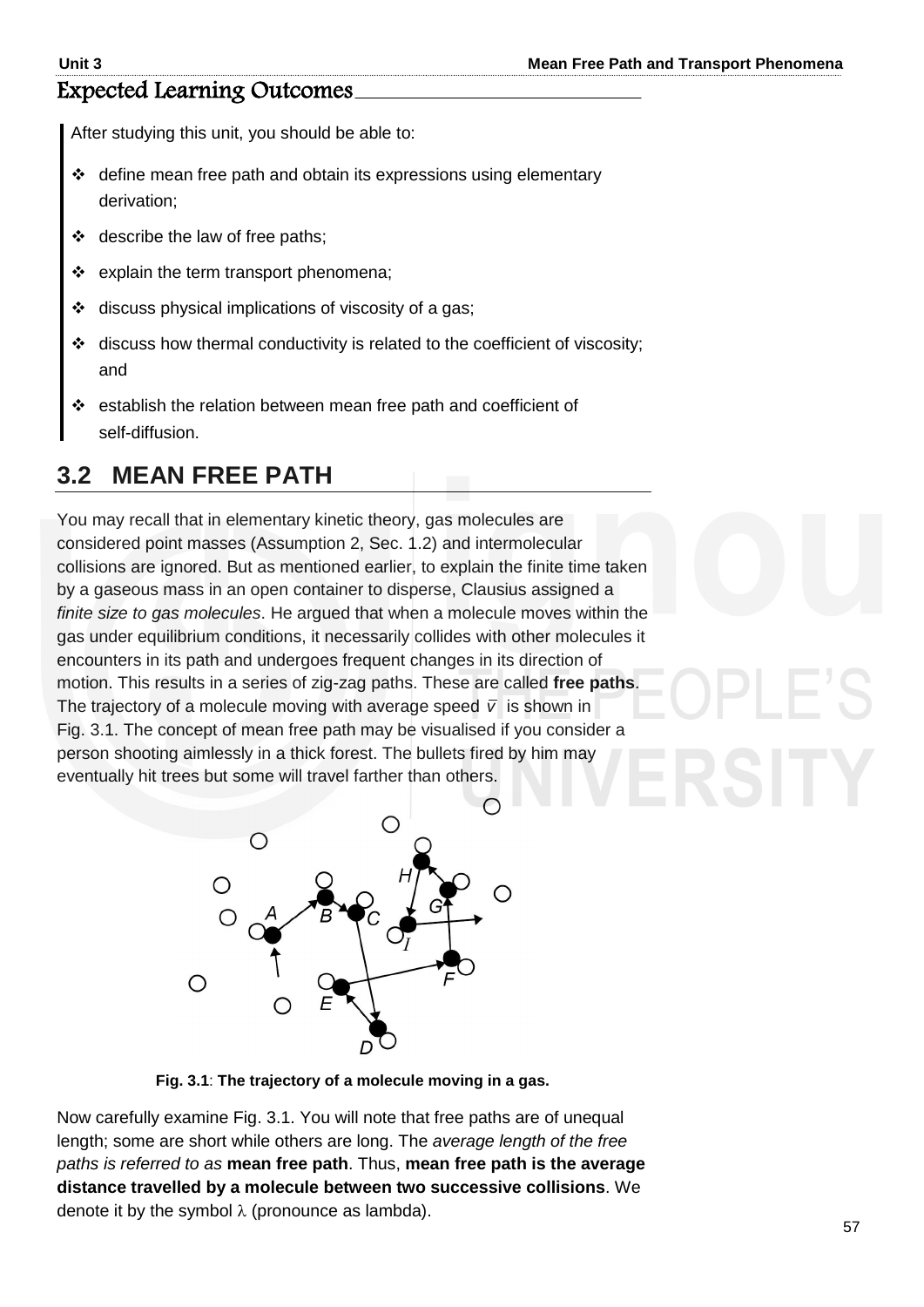## Expected Learning Outcomes

After studying this unit, you should be able to:

- ❖ define mean free path and obtain its expressions using elementary derivation;
- ❖ describe the law of free paths;
- ❖ explain the term transport phenomena;
- ❖ discuss physical implications of viscosity of a gas;
- ❖ discuss how thermal conductivity is related to the coefficient of viscosity; and
- ❖ establish the relation between mean free path and coefficient of self-diffusion.

## 3.2 MEAN FREE PATH

You may recall that in elementary kinetic theory, gas molecules are considered point masses (Assumption 2, Sec. 1.2) and intermolecular collisions are ignored. But as mentioned earlier, to explain the finite time taken by a gaseous mass in an open container to disperse, Clausius assigned a *finite size to gas molecules*. He argued that when a molecule moves within the gas under equilibrium conditions, it necessarily collides with other molecules it encounters in its path and undergoes frequent changes in its direction of motion. This results in a series of zig-zag paths. These are called **free paths**. The trajectory of a molecule moving with average speed $\bar{v}$ is shown in Fig. 3.1. The concept of mean free path may be visualised if you consider a person shooting aimlessly in a thick forest. The bullets fired by him may eventually hit trees but some will travel farther than others.

**Fig. 3.1**: **The trajectory of a molecule moving in a gas.**

Now carefully examine Fig. 3.1. You will note that free paths are of unequal length; some are short while others are long. The *average length of the free paths is referred to as* **mean free path**. Thus, **mean free path is the average distance travelled by a molecule between two successive collisions**. We denote it by the symbol $\lambda$ (pronounce as lambda).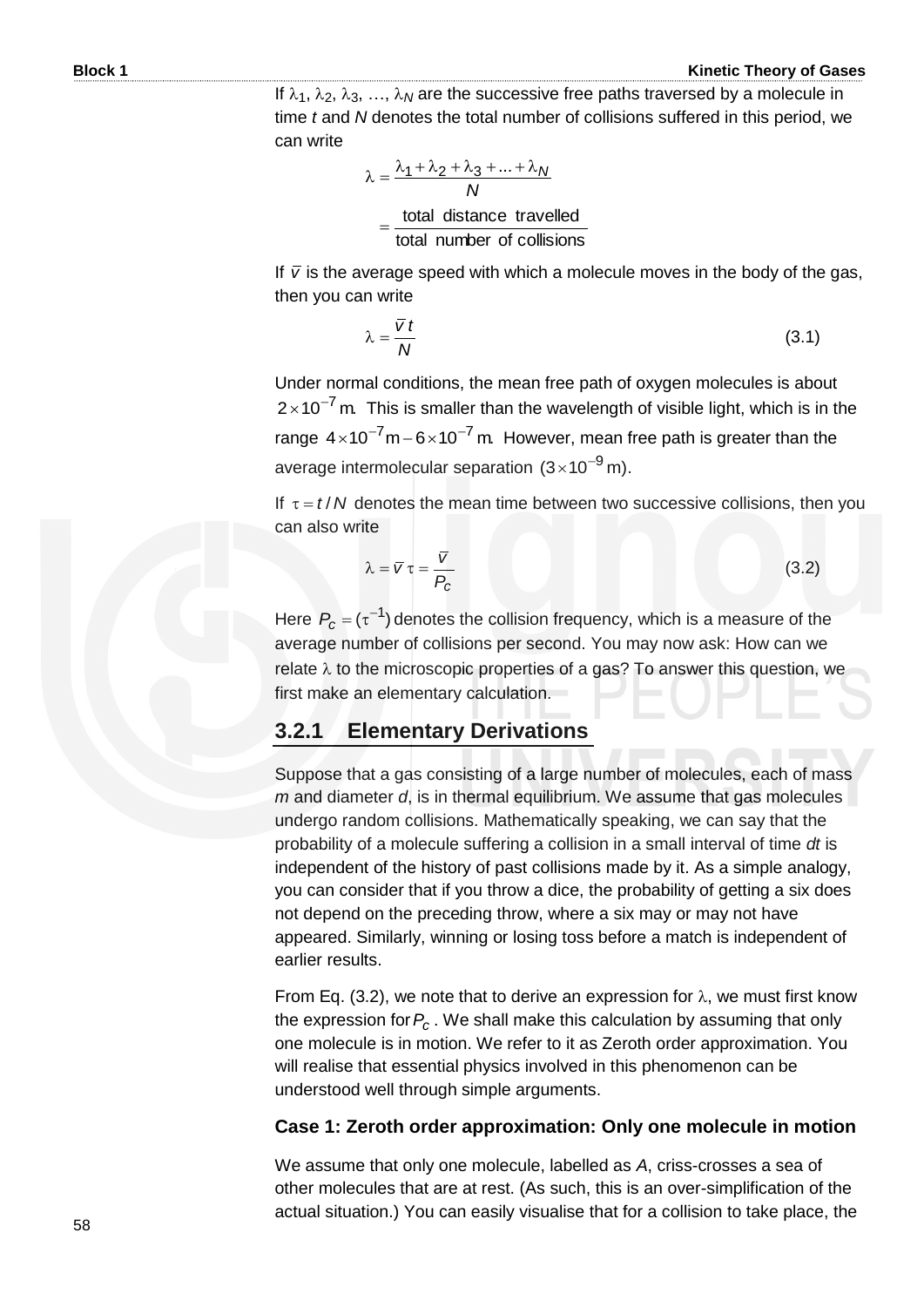If $\lambda_1, \lambda_2, \lambda_3, \ldots, \lambda_N$ are the successive free paths traversed by a molecule in time $t$ and $N$ denotes the total number of collisions suffered in this period, we can write

$$\lambda = \frac{\lambda_1 + \lambda_2 + \lambda_3 + \ldots + \lambda_N}{N}$$

$$= \frac{\text{total distance travelled}}{\text{total number of collisions}}$$

If $\bar{v}$ is the average speed with which a molecule moves in the body of the gas, then you can write

$$\lambda = \frac{\bar{v}\, t}{N} \tag{3.1}$$

Under normal conditions, the mean free path of oxygen molecules is about $2 \times 10^{-7}$ m. This is smaller than the wavelength of visible light, which is in the range $4 \times 10^{-7}\,\text{m} - 6 \times 10^{-7}$ m. However, mean free path is greater than the average intermolecular separation $(3 \times 10^{-9}\,\text{m})$.

If $\tau = t/N$ denotes the mean time between two successive collisions, then you can also write

$$\lambda = \bar{v}\,\tau = \frac{\bar{v}}{P_c} \tag{3.2}$$

Here $P_c = (\tau^{-1})$ denotes the collision frequency, which is a measure of the average number of collisions per second. You may now ask: How can we relate $\lambda$ to the microscopic properties of a gas? To answer this question, we first make an elementary calculation.

### 3.2.1 Elementary Derivations

Suppose that a gas consisting of a large number of molecules, each of mass $m$ and diameter $d$, is in thermal equilibrium. We assume that gas molecules undergo random collisions. Mathematically speaking, we can say that the probability of a molecule suffering a collision in a small interval of time $dt$ is independent of the history of past collisions made by it. As a simple analogy, you can consider that if you throw a dice, the probability of getting a six does not depend on the preceding throw, where a six may or may not have appeared. Similarly, winning or losing toss before a match is independent of earlier results.

From Eq. (3.2), we note that to derive an expression for $\lambda$, we must first know the expression for $P_c$. We shall make this calculation by assuming that only one molecule is in motion. We refer to it as Zeroth order approximation. You will realise that essential physics involved in this phenomenon can be understood well through simple arguments.

**Case 1: Zeroth order approximation: Only one molecule in motion**

We assume that only one molecule, labelled as $A$, criss-crosses a sea of other molecules that are at rest. (As such, this is an over-simplification of the actual situation.) You can easily visualise that for a collision to take place, the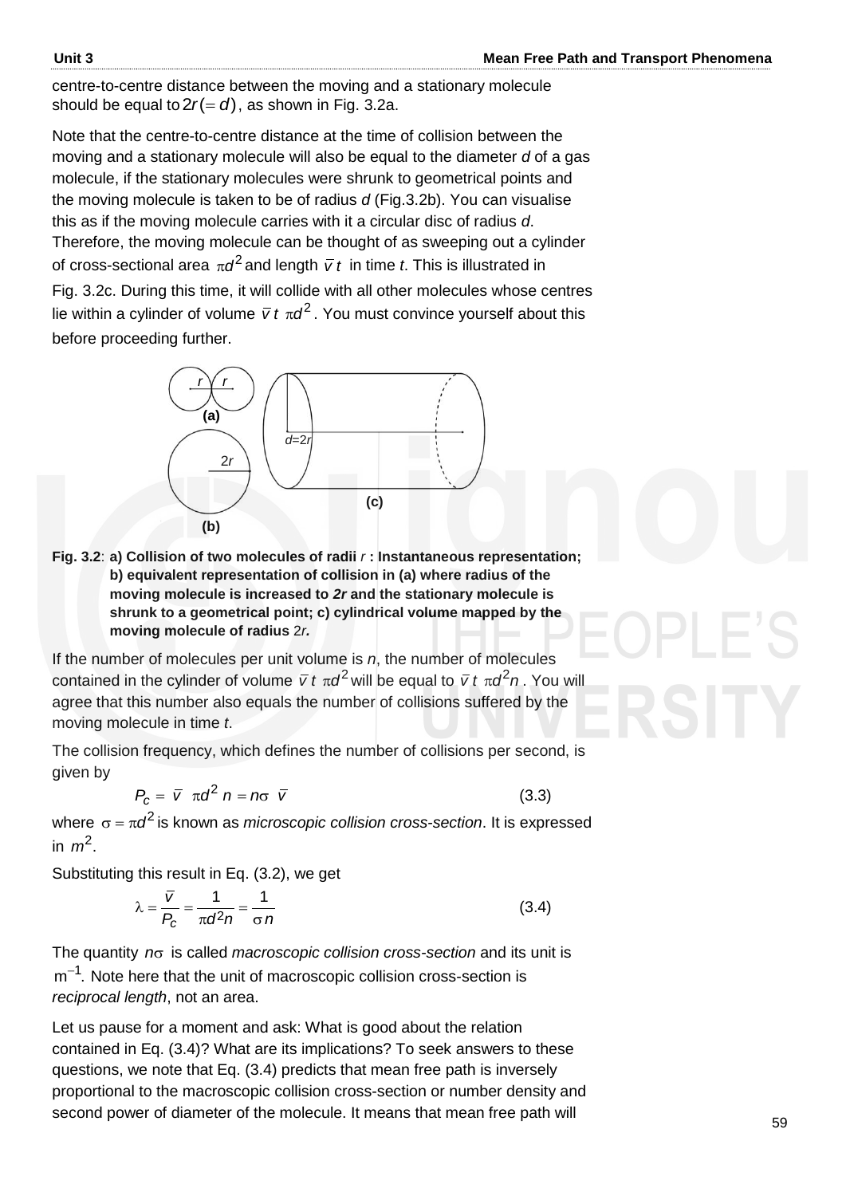centre-to-centre distance between the moving and a stationary molecule should be equal to $2r(=d)$, as shown in Fig. 3.2a.

Note that the centre-to-centre distance at the time of collision between the moving and a stationary molecule will also be equal to the diameter $d$ of a gas molecule, if the stationary molecules were shrunk to geometrical points and the moving molecule is taken to be of radius $d$ (Fig.3.2b). You can visualise this as if the moving molecule carries with it a circular disc of radius $d$. Therefore, the moving molecule can be thought of as sweeping out a cylinder of cross-sectional area $\pi d^2$ and length $\bar{v}\,t$ in time $t$. This is illustrated in Fig. 3.2c. During this time, it will collide with all other molecules whose centres lie within a cylinder of volume $\bar{v}\,t\;\pi d^2$. You must convince yourself about this before proceeding further.

**Fig. 3.2**: **a) Collision of two molecules of radii $r$ : Instantaneous representation; b) equivalent representation of collision in (a) where radius of the moving molecule is increased to *2r* and the stationary molecule is shrunk to a geometrical point; c) cylindrical volume mapped by the moving molecule of radius 2*r*.**

If the number of molecules per unit volume is $n$, the number of molecules contained in the cylinder of volume $\bar{v}\,t\;\pi d^2$ will be equal to $\bar{v}\,t\;\pi d^2 n$. You will agree that this number also equals the number of collisions suffered by the moving molecule in time $t$.

The collision frequency, which defines the number of collisions per second, is given by

$$P_c = \bar{v}\;\pi d^2\,n = n\sigma\;\bar{v} \tag{3.3}$$

where $\sigma = \pi d^2$ is known as *microscopic collision cross-section*. It is expressed in $m^2$.

Substituting this result in Eq. (3.2), we get

$$\lambda = \frac{\bar{v}}{P_c} = \frac{1}{\pi d^2 n} = \frac{1}{\sigma n} \tag{3.4}$$

The quantity $n\sigma$ is called *macroscopic collision cross-section* and its unit is $m^{-1}$. Note here that the unit of macroscopic collision cross-section is *reciprocal length*, not an area.

Let us pause for a moment and ask: What is good about the relation contained in Eq. (3.4)? What are its implications? To seek answers to these questions, we note that Eq. (3.4) predicts that mean free path is inversely proportional to the macroscopic collision cross-section or number density and second power of diameter of the molecule. It means that mean free path will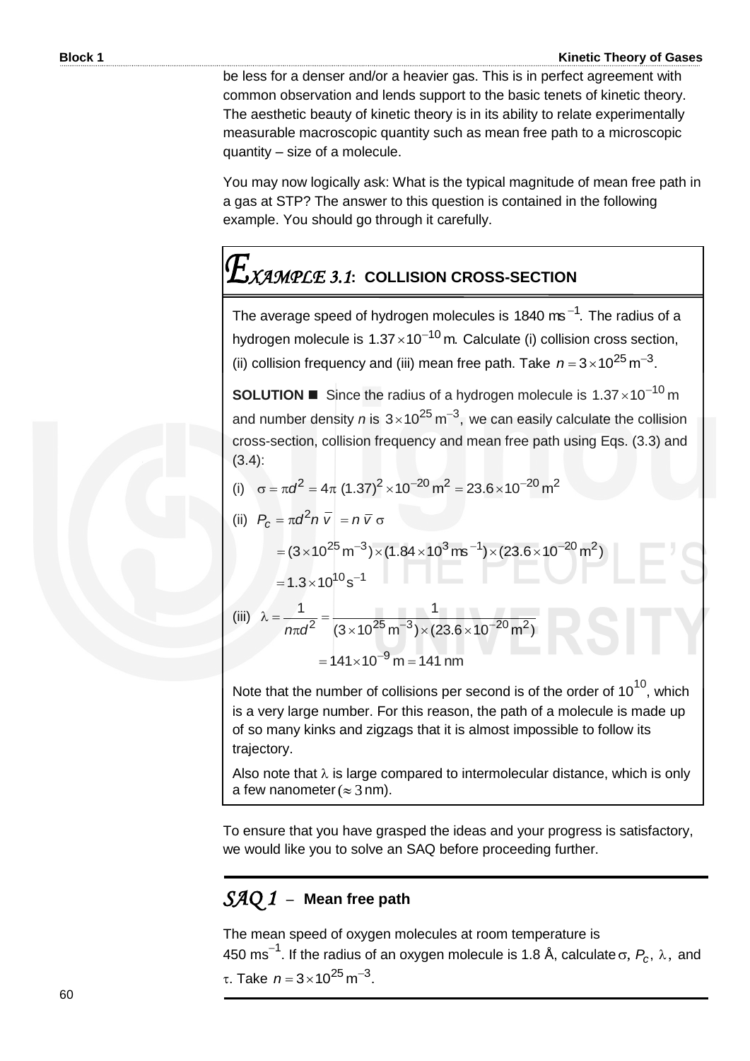be less for a denser and/or a heavier gas. This is in perfect agreement with common observation and lends support to the basic tenets of kinetic theory. The aesthetic beauty of kinetic theory is in its ability to relate experimentally measurable macroscopic quantity such as mean free path to a microscopic quantity – size of a molecule.

You may now logically ask: What is the typical magnitude of mean free path in a gas at STP? The answer to this question is contained in the following example. You should go through it carefully.

## *EXAMPLE 3.1*: COLLISION CROSS-SECTION

The average speed of hydrogen molecules is $1840\ \text{ms}^{-1}$. The radius of a hydrogen molecule is $1.37 \times 10^{-10}\ \text{m}$. Calculate (i) collision cross section, (ii) collision frequency and (iii) mean free path. Take $n = 3 \times 10^{25}\ \text{m}^{-3}$.

**SOLUTION** ■ Since the radius of a hydrogen molecule is $1.37 \times 10^{-10}\ \text{m}$ and number density $n$ is $3 \times 10^{25}\ \text{m}^{-3}$, we can easily calculate the collision cross-section, collision frequency and mean free path using Eqs. (3.3) and (3.4):

(i) $\sigma = \pi d^2 = 4\pi\ (1.37)^2 \times 10^{-20}\ \text{m}^2 = 23.6 \times 10^{-20}\ \text{m}^2$

(ii) $P_c = \pi d^2 n\ \bar{v} = n\ \bar{v}\ \sigma$

$$= (3 \times 10^{25}\ \text{m}^{-3}) \times (1.84 \times 10^3\ \text{ms}^{-1}) \times (23.6 \times 10^{-20}\ \text{m}^2)$$

$$= 1.3 \times 10^{10}\ \text{s}^{-1}$$

(iii) $\lambda = \dfrac{1}{n\pi d^2} = \dfrac{1}{(3 \times 10^{25}\ \text{m}^{-3}) \times (23.6 \times 10^{-20}\ \text{m}^2)}$

$$= 141 \times 10^{-9}\ \text{m} = 141\ \text{nm}$$

Note that the number of collisions per second is of the order of $10^{10}$, which is a very large number. For this reason, the path of a molecule is made up of so many kinks and zigzags that it is almost impossible to follow its trajectory.

Also note that $\lambda$ is large compared to intermolecular distance, which is only a few nanometer ($\approx 3$ nm).

To ensure that you have grasped the ideas and your progress is satisfactory, we would like you to solve an SAQ before proceeding further.

## *SAQ 1* – Mean free path

The mean speed of oxygen molecules at room temperature is $450\ \text{ms}^{-1}$. If the radius of an oxygen molecule is 1.8 Å, calculate $\sigma$, $P_c$, $\lambda$, and $\tau$. Take $n = 3 \times 10^{25}\ \text{m}^{-3}$.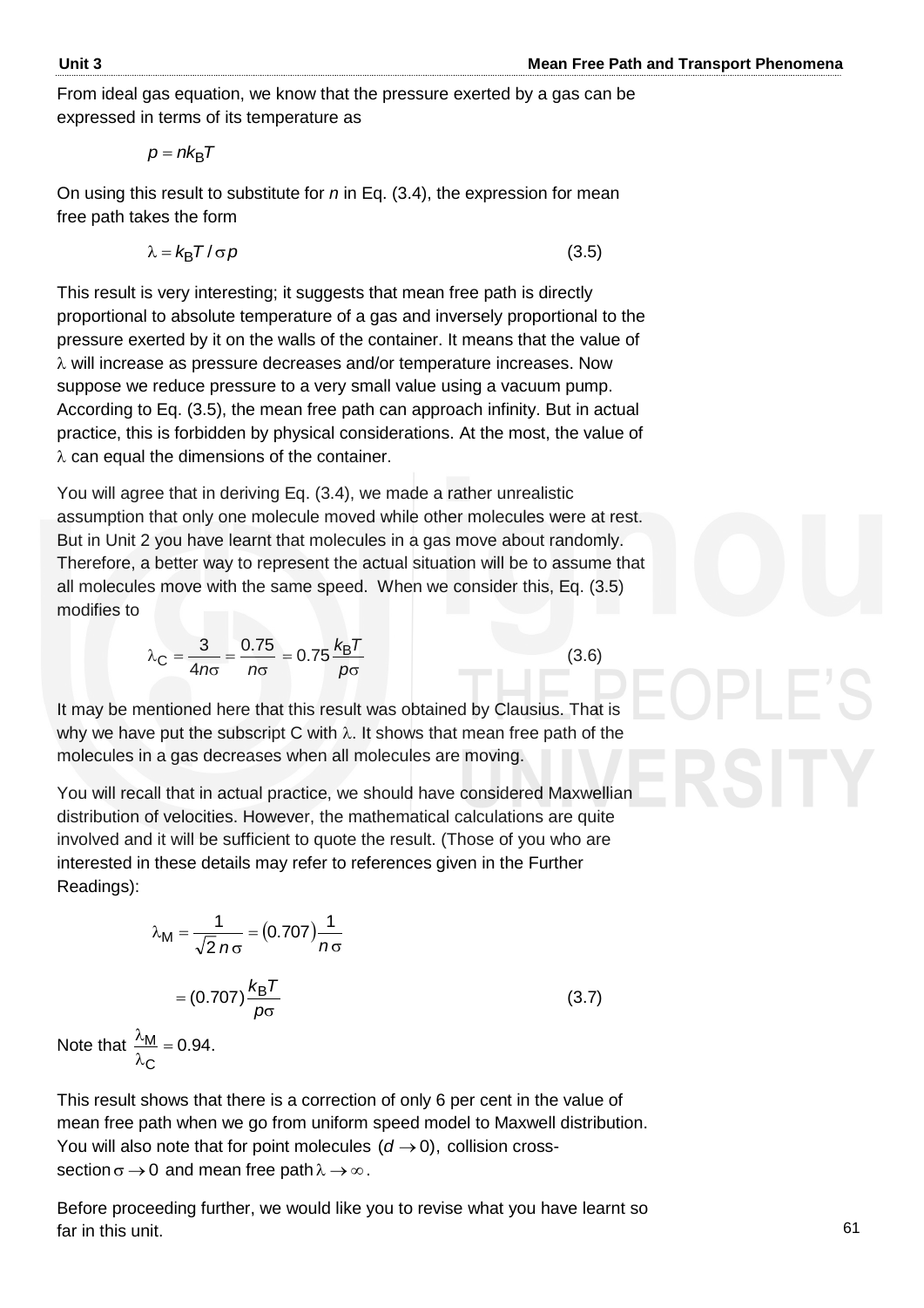From ideal gas equation, we know that the pressure exerted by a gas can be expressed in terms of its temperature as

$$p = nk_B T$$

On using this result to substitute for $n$ in Eq. (3.4), the expression for mean free path takes the form

$$\lambda = k_B T / \sigma p \tag{3.5}$$

This result is very interesting; it suggests that mean free path is directly proportional to absolute temperature of a gas and inversely proportional to the pressure exerted by it on the walls of the container. It means that the value of $\lambda$ will increase as pressure decreases and/or temperature increases. Now suppose we reduce pressure to a very small value using a vacuum pump. According to Eq. (3.5), the mean free path can approach infinity. But in actual practice, this is forbidden by physical considerations. At the most, the value of $\lambda$ can equal the dimensions of the container.

You will agree that in deriving Eq. (3.4), we made a rather unrealistic assumption that only one molecule moved while other molecules were at rest. But in Unit 2 you have learnt that molecules in a gas move about randomly. Therefore, a better way to represent the actual situation will be to assume that all molecules move with the same speed. When we consider this, Eq. (3.5) modifies to

$$\lambda_C = \frac{3}{4n\sigma} = \frac{0.75}{n\sigma} = 0.75 \frac{k_B T}{p\sigma} \tag{3.6}$$

It may be mentioned here that this result was obtained by Clausius. That is why we have put the subscript C with $\lambda$. It shows that mean free path of the molecules in a gas decreases when all molecules are moving.

You will recall that in actual practice, we should have considered Maxwellian distribution of velocities. However, the mathematical calculations are quite involved and it will be sufficient to quote the result. (Those of you who are interested in these details may refer to references given in the Further Readings):

$$\lambda_M = \frac{1}{\sqrt{2}\, n\, \sigma} = (0.707) \frac{1}{n\, \sigma}$$

$$= (0.707) \frac{k_B T}{p\sigma} \tag{3.7}$$

Note that $\frac{\lambda_M}{\lambda_C} = 0.94$.

This result shows that there is a correction of only 6 per cent in the value of mean free path when we go from uniform speed model to Maxwell distribution. You will also note that for point molecules $(d \to 0)$, collision cross-section $\sigma \to 0$ and mean free path $\lambda \to \infty$.

Before proceeding further, we would like you to revise what you have learnt so far in this unit.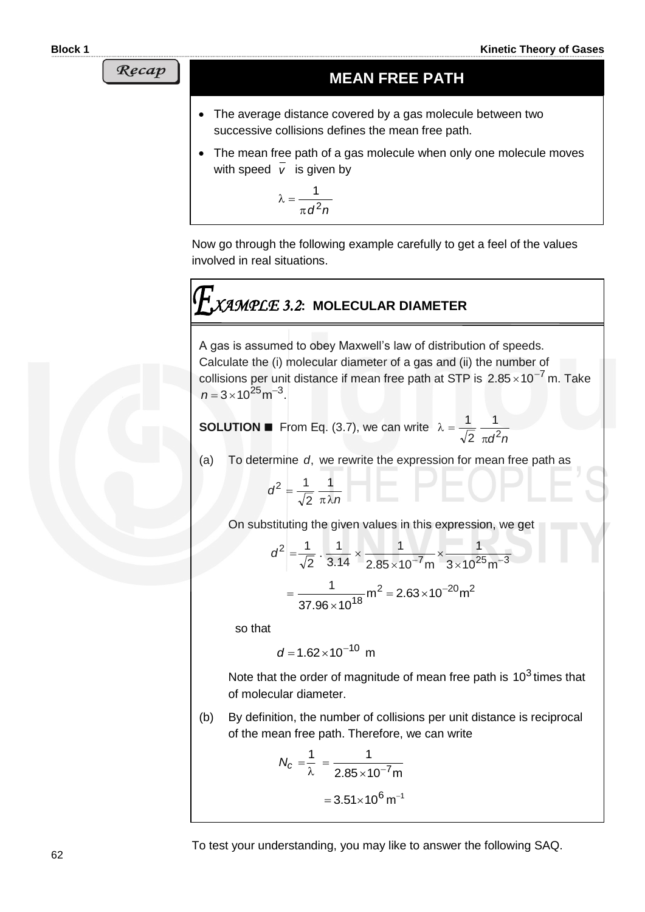Recap

## MEAN FREE PATH

- The average distance covered by a gas molecule between two successive collisions defines the mean free path.
- The mean free path of a gas molecule when only one molecule moves with speed $\overline{v}$ is given by

$$\lambda = \frac{1}{\pi d^2 n}$$

Now go through the following example carefully to get a feel of the values involved in real situations.

## EXAMPLE 3.2: MOLECULAR DIAMETER

A gas is assumed to obey Maxwell's law of distribution of speeds. Calculate the (i) molecular diameter of a gas and (ii) the number of collisions per unit distance if mean free path at STP is $2.85 \times 10^{-7}$ m. Take $n = 3 \times 10^{25} \text{m}^{-3}$.

**SOLUTION ■** From Eq. (3.7), we can write $\lambda = \frac{1}{\sqrt{2}} \frac{1}{\pi d^2 n}$

(a) To determine $d$, we rewrite the expression for mean free path as

$$d^2 = \frac{1}{\sqrt{2}} \frac{1}{\pi \lambda n}$$

On substituting the given values in this expression, we get

$$d^2 = \frac{1}{\sqrt{2}} \cdot \frac{1}{3.14} \times \frac{1}{2.85 \times 10^{-7} \text{m}} \times \frac{1}{3 \times 10^{25} \text{m}^{-3}}$$

$$= \frac{1}{37.96 \times 10^{18}} \text{m}^2 = 2.63 \times 10^{-20} \text{m}^2$$

so that

$$d = 1.62 \times 10^{-10} \text{ m}$$

Note that the order of magnitude of mean free path is $10^3$ times that of molecular diameter.

(b) By definition, the number of collisions per unit distance is reciprocal of the mean free path. Therefore, we can write

$$N_c = \frac{1}{\lambda} = \frac{1}{2.85 \times 10^{-7} \text{m}}$$

$$= 3.51 \times 10^6 \text{ m}^{-1}$$

To test your understanding, you may like to answer the following SAQ.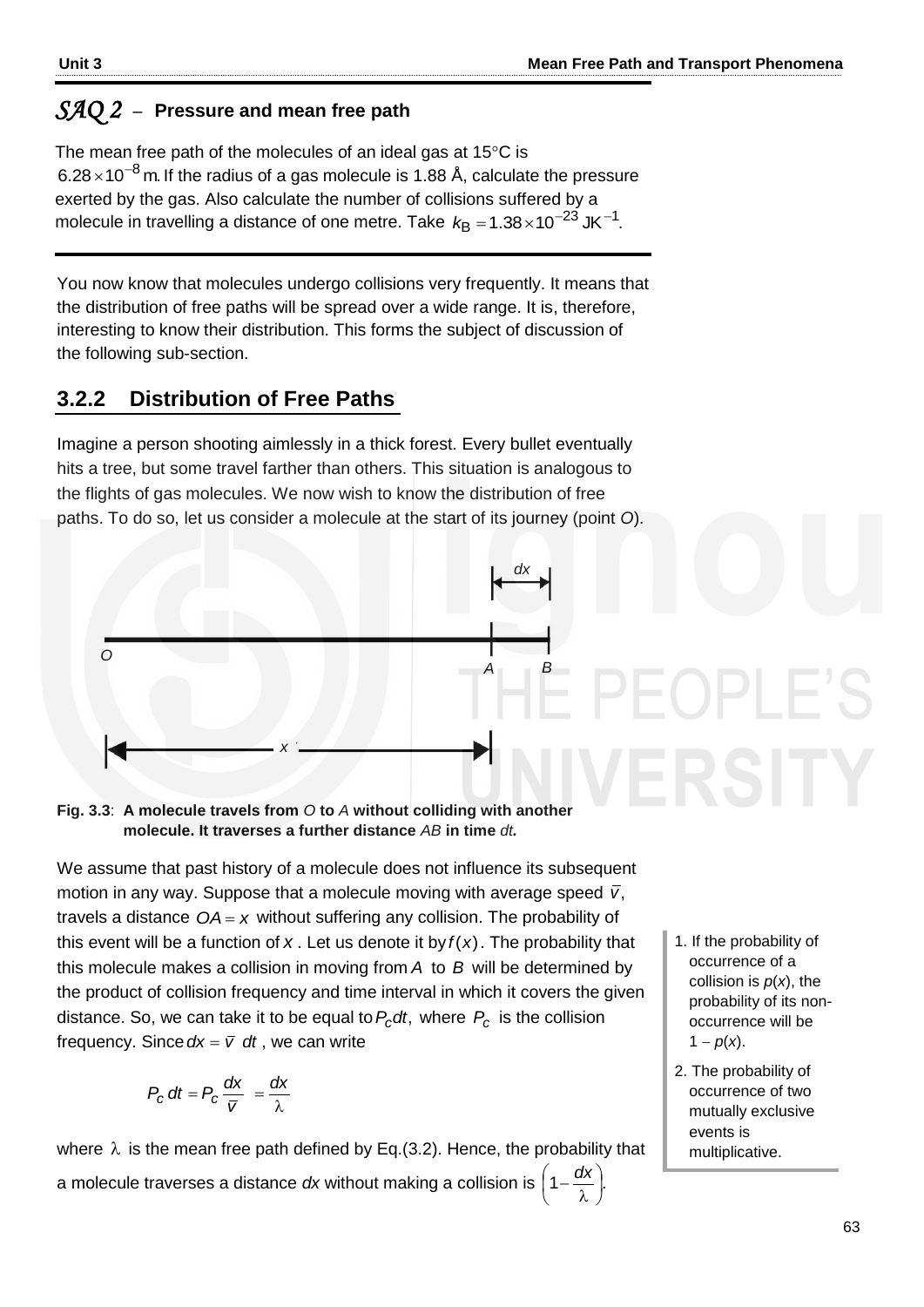## *SAQ 2* – Pressure and mean free path

The mean free path of the molecules of an ideal gas at 15°C is $6.28 \times 10^{-8}$ m. If the radius of a gas molecule is 1.88 Å, calculate the pressure exerted by the gas. Also calculate the number of collisions suffered by a molecule in travelling a distance of one metre. Take $k_B = 1.38 \times 10^{-23}$ JK$^{-1}$.

You now know that molecules undergo collisions very frequently. It means that the distribution of free paths will be spread over a wide range. It is, therefore, interesting to know their distribution. This forms the subject of discussion of the following sub-section.

### 3.2.2 Distribution of Free Paths

Imagine a person shooting aimlessly in a thick forest. Every bullet eventually hits a tree, but some travel farther than others. This situation is analogous to the flights of gas molecules. We now wish to know the distribution of free paths. To do so, let us consider a molecule at the start of its journey (point *O*).

**Fig. 3.3**: **A molecule travels from *O* to *A* without colliding with another molecule. It traverses a further distance *AB* in time *dt*.**

We assume that past history of a molecule does not influence its subsequent motion in any way. Suppose that a molecule moving with average speed $\bar{v}$, travels a distance $OA = x$ without suffering any collision. The probability of this event will be a function of $x$. Let us denote it by $f(x)$. The probability that this molecule makes a collision in moving from $A$ to $B$ will be determined by the product of collision frequency and time interval in which it covers the given distance. So, we can take it to be equal to $P_c dt$, where $P_c$ is the collision frequency. Since $dx = \bar{v}\ dt$, we can write

$$P_c\, dt = P_c \frac{dx}{\bar{v}} = \frac{dx}{\lambda}$$

where $\lambda$ is the mean free path defined by Eq.(3.2). Hence, the probability that a molecule traverses a distance *dx* without making a collision is $\left(1 - \frac{dx}{\lambda}\right)$.

1. If the probability of occurrence of a collision is $p(x)$, the probability of its non-occurrence will be $1 - p(x)$.
2. The probability of occurrence of two mutually exclusive events is multiplicative.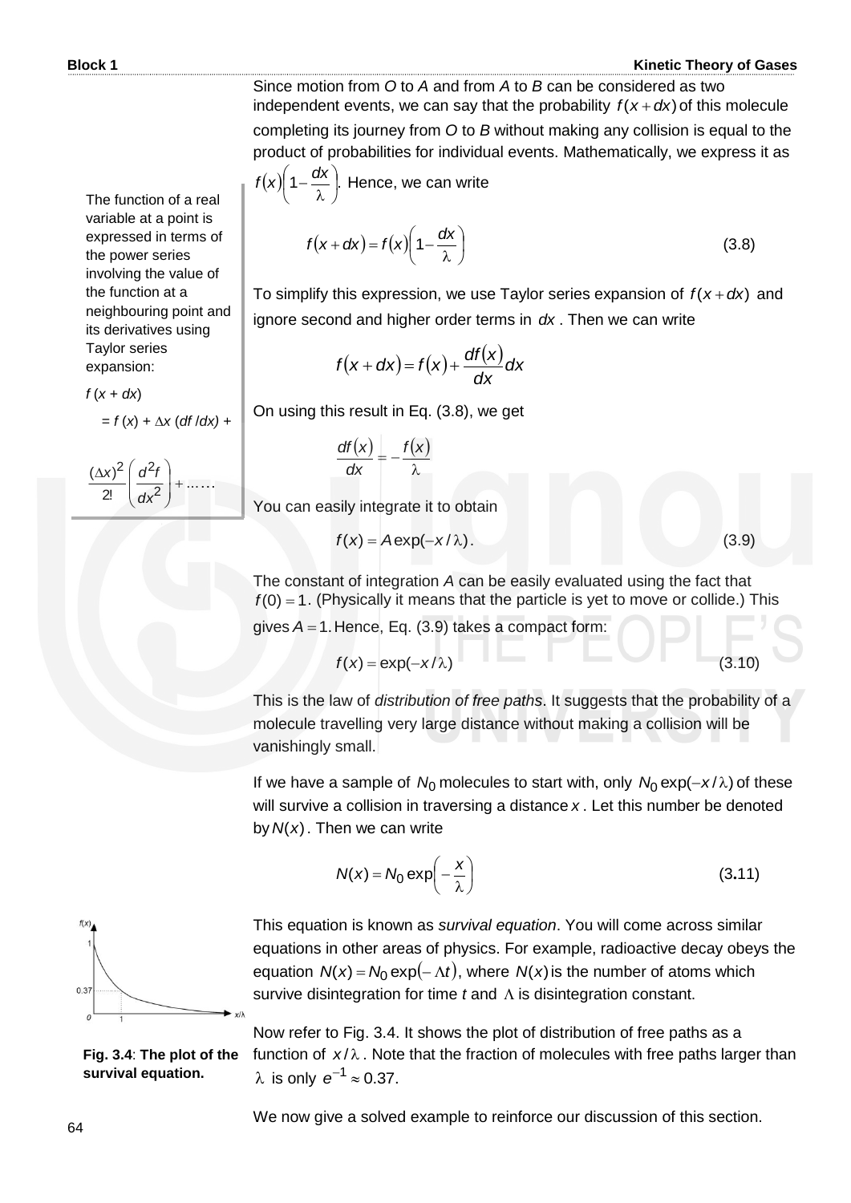Since motion from $O$ to $A$ and from $A$ to $B$ can be considered as two independent events, we can say that the probability $f(x+dx)$ of this molecule completing its journey from $O$ to $B$ without making any collision is equal to the product of probabilities for individual events. Mathematically, we express it as $f(x)\left(1-\dfrac{dx}{\lambda}\right)$. Hence, we can write

$$f(x+dx) = f(x)\left(1-\frac{dx}{\lambda}\right) \tag{3.8}$$

The function of a real variable at a point is expressed in terms of the power series involving the value of the function at a neighbouring point and its derivatives using Taylor series expansion:

$f(x + dx)$

$= f(x) + \Delta x\,(df/dx) + \dfrac{(\Delta x)^2}{2!}\left(\dfrac{d^2 f}{dx^2}\right) + \ldots\ldots$

To simplify this expression, we use Taylor series expansion of $f(x+dx)$ and ignore second and higher order terms in $dx$. Then we can write

$$f(x+dx) = f(x) + \frac{df(x)}{dx}dx$$

On using this result in Eq. (3.8), we get

$$\frac{df(x)}{dx} = -\frac{f(x)}{\lambda}$$

You can easily integrate it to obtain

$$f(x) = A\exp(-x/\lambda). \tag{3.9}$$

The constant of integration $A$ can be easily evaluated using the fact that $f(0) = 1$. (Physically it means that the particle is yet to move or collide.) This gives $A = 1$. Hence, Eq. (3.9) takes a compact form:

$$f(x) = \exp(-x/\lambda) \tag{3.10}$$

This is the law of *distribution of free paths*. It suggests that the probability of a molecule travelling very large distance without making a collision will be vanishingly small.

If we have a sample of $N_0$ molecules to start with, only $N_0\exp(-x/\lambda)$ of these will survive a collision in traversing a distance $x$. Let this number be denoted by $N(x)$. Then we can write

$$N(x) = N_0\exp\left(-\frac{x}{\lambda}\right) \tag{3.11}$$

This equation is known as *survival equation*. You will come across similar equations in other areas of physics. For example, radioactive decay obeys the equation $N(x) = N_0\exp(-\Lambda t)$, where $N(x)$ is the number of atoms which survive disintegration for time $t$ and $\Lambda$ is disintegration constant.

**Fig. 3.4**: **The plot of the survival equation.**

Now refer to Fig. 3.4. It shows the plot of distribution of free paths as a function of $x/\lambda$. Note that the fraction of molecules with free paths larger than $\lambda$ is only $e^{-1} \approx 0.37$.

We now give a solved example to reinforce our discussion of this section.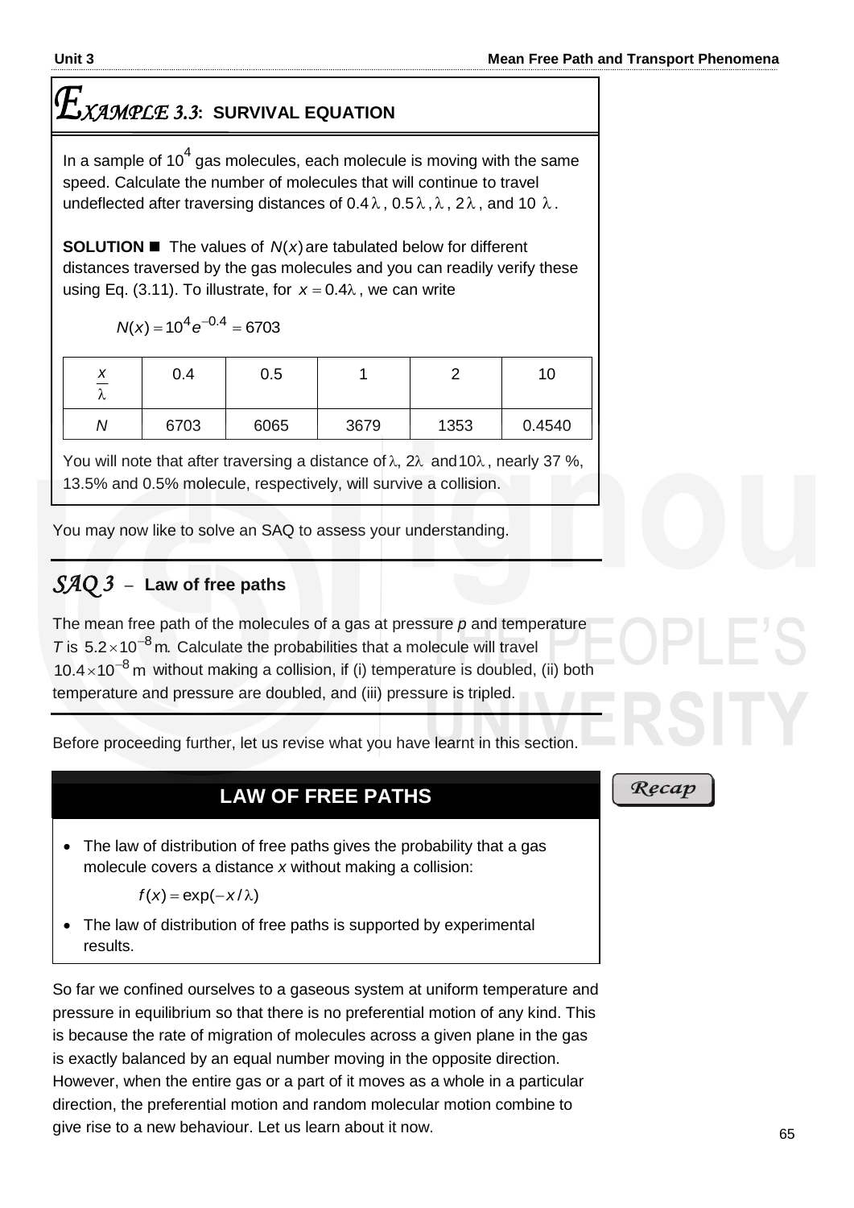## EXAMPLE 3.3: SURVIVAL EQUATION

In a sample of $10^4$ gas molecules, each molecule is moving with the same speed. Calculate the number of molecules that will continue to travel undeflected after traversing distances of $0.4\lambda$, $0.5\lambda$, $\lambda$, $2\lambda$, and $10\ \lambda$.

**SOLUTION** ■ The values of $N(x)$ are tabulated below for different distances traversed by the gas molecules and you can readily verify these using Eq. (3.11). To illustrate, for $x = 0.4\lambda$, we can write

$$N(x) = 10^4 e^{-0.4} = 6703$$

| $\frac{x}{\lambda}$ | 0.4 | 0.5 | 1 | 2 | 10 |
|---|---|---|---|---|---|
| $N$ | 6703 | 6065 | 3679 | 1353 | 0.4540 |

You will note that after traversing a distance of $\lambda$, $2\lambda$ and $10\lambda$, nearly 37 %, 13.5% and 0.5% molecule, respectively, will survive a collision.

You may now like to solve an SAQ to assess your understanding.

## SAQ 3 – Law of free paths

The mean free path of the molecules of a gas at pressure $p$ and temperature $T$ is $5.2 \times 10^{-8}$ m. Calculate the probabilities that a molecule will travel $10.4 \times 10^{-8}$ m without making a collision, if (i) temperature is doubled, (ii) both temperature and pressure are doubled, and (iii) pressure is tripled.

Before proceeding further, let us revise what you have learnt in this section.

### LAW OF FREE PATHS

*Recap*

- The law of distribution of free paths gives the probability that a gas molecule covers a distance $x$ without making a collision:

$$f(x) = \exp(-x/\lambda)$$

- The law of distribution of free paths is supported by experimental results.

So far we confined ourselves to a gaseous system at uniform temperature and pressure in equilibrium so that there is no preferential motion of any kind. This is because the rate of migration of molecules across a given plane in the gas is exactly balanced by an equal number moving in the opposite direction. However, when the entire gas or a part of it moves as a whole in a particular direction, the preferential motion and random molecular motion combine to give rise to a new behaviour. Let us learn about it now.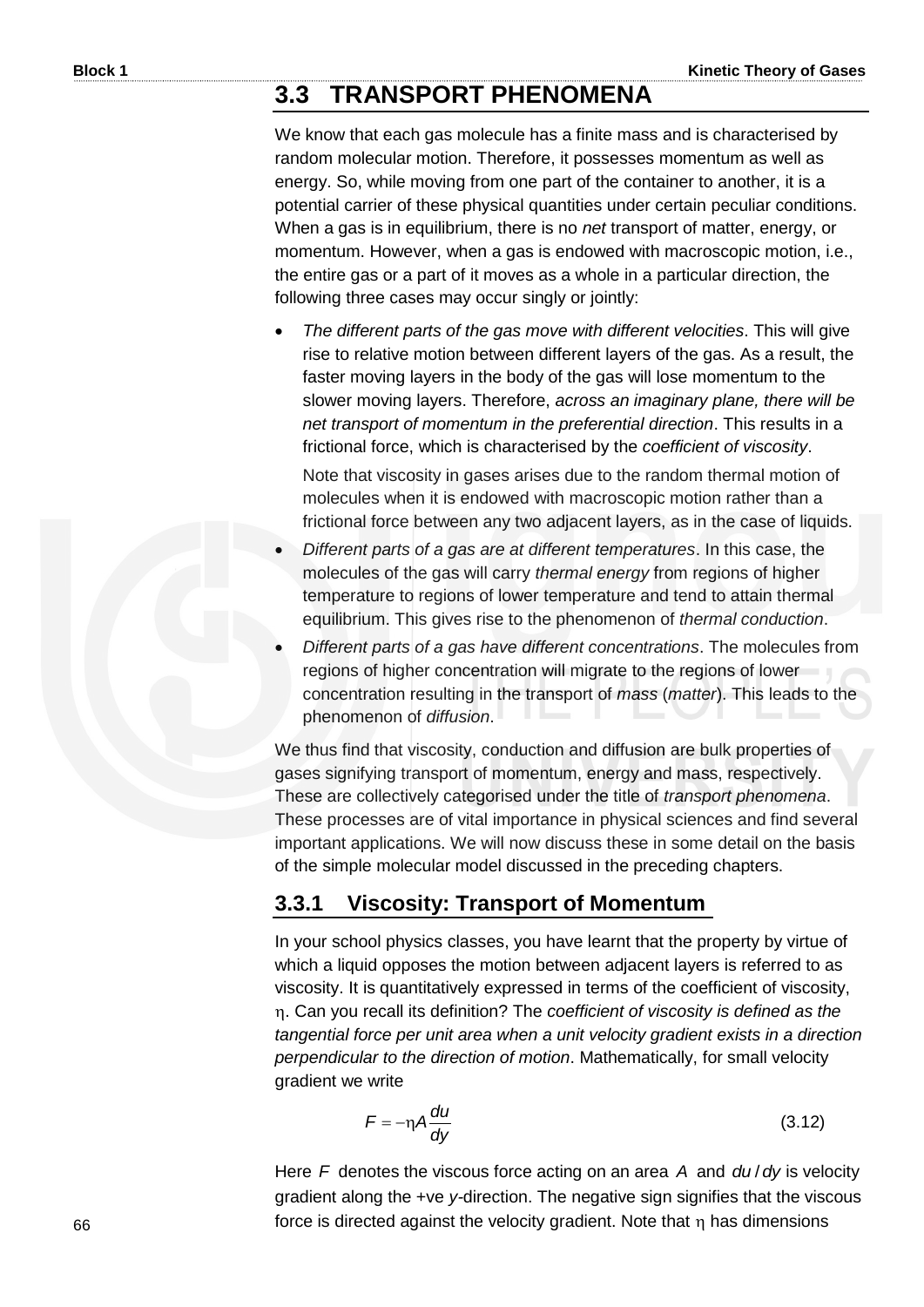## 3.3 TRANSPORT PHENOMENA

We know that each gas molecule has a finite mass and is characterised by random molecular motion. Therefore, it possesses momentum as well as energy. So, while moving from one part of the container to another, it is a potential carrier of these physical quantities under certain peculiar conditions. When a gas is in equilibrium, there is no *net* transport of matter, energy, or momentum. However, when a gas is endowed with macroscopic motion, i.e., the entire gas or a part of it moves as a whole in a particular direction, the following three cases may occur singly or jointly:

- *The different parts of the gas move with different velocities*. This will give rise to relative motion between different layers of the gas. As a result, the faster moving layers in the body of the gas will lose momentum to the slower moving layers. Therefore, *across an imaginary plane, there will be net transport of momentum in the preferential direction*. This results in a frictional force, which is characterised by the *coefficient of viscosity*.

  Note that viscosity in gases arises due to the random thermal motion of molecules when it is endowed with macroscopic motion rather than a frictional force between any two adjacent layers, as in the case of liquids.

- *Different parts of a gas are at different temperatures*. In this case, the molecules of the gas will carry *thermal energy* from regions of higher temperature to regions of lower temperature and tend to attain thermal equilibrium. This gives rise to the phenomenon of *thermal conduction*.

- *Different parts of a gas have different concentrations*. The molecules from regions of higher concentration will migrate to the regions of lower concentration resulting in the transport of *mass* (*matter*). This leads to the phenomenon of *diffusion*.

We thus find that viscosity, conduction and diffusion are bulk properties of gases signifying transport of momentum, energy and mass, respectively. These are collectively categorised under the title of *transport phenomena*. These processes are of vital importance in physical sciences and find several important applications. We will now discuss these in some detail on the basis of the simple molecular model discussed in the preceding chapters.

### 3.3.1 Viscosity: Transport of Momentum

In your school physics classes, you have learnt that the property by virtue of which a liquid opposes the motion between adjacent layers is referred to as viscosity. It is quantitatively expressed in terms of the coefficient of viscosity, $\eta$. Can you recall its definition? The *coefficient of viscosity is defined as the tangential force per unit area when a unit velocity gradient exists in a direction perpendicular to the direction of motion*. Mathematically, for small velocity gradient we write

$$F = -\eta A \frac{du}{dy} \tag{3.12}$$

Here $F$ denotes the viscous force acting on an area $A$ and $du/dy$ is velocity gradient along the +ve *y*-direction. The negative sign signifies that the viscous force is directed against the velocity gradient. Note that $\eta$ has dimensions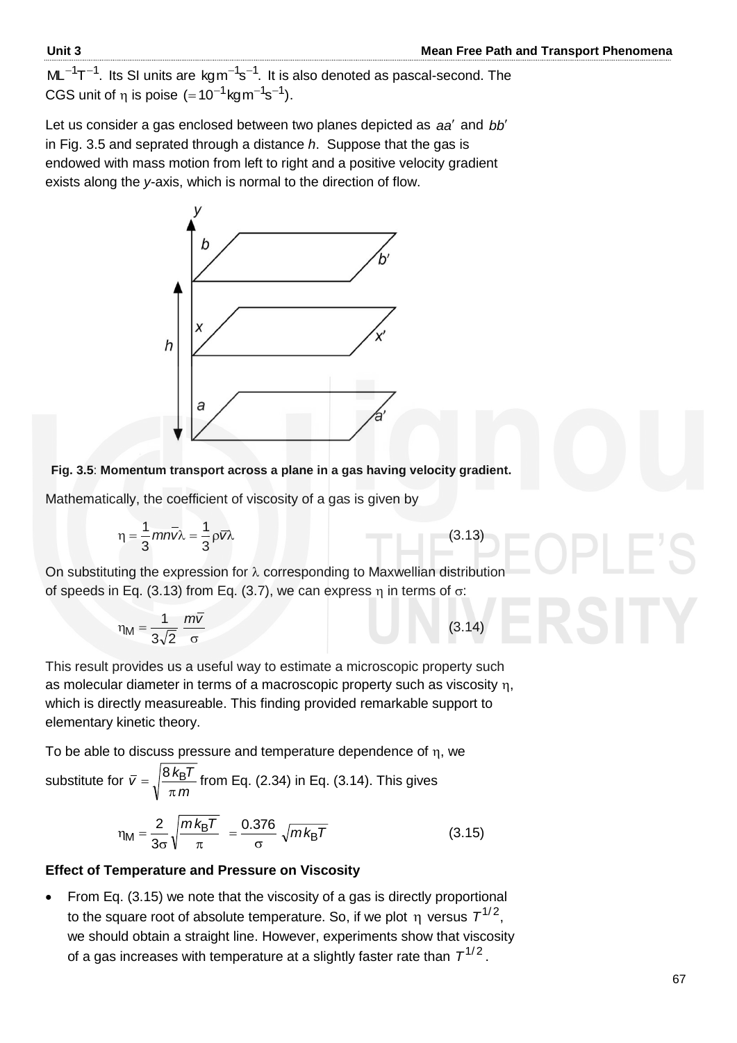$ML^{-1}T^{-1}$. Its SI units are $kg\,m^{-1}s^{-1}$. It is also denoted as pascal-second. The CGS unit of $\eta$ is poise $(=10^{-1}kg\,m^{-1}s^{-1})$.

Let us consider a gas enclosed between two planes depicted as $aa'$ and $bb'$ in Fig. 3.5 and seprated through a distance $h$. Suppose that the gas is endowed with mass motion from left to right and a positive velocity gradient exists along the $y$-axis, which is normal to the direction of flow.

**Fig. 3.5**: **Momentum transport across a plane in a gas having velocity gradient.**

Mathematically, the coefficient of viscosity of a gas is given by

$$\eta = \frac{1}{3}mn\bar{v}\lambda = \frac{1}{3}\rho\bar{v}\lambda \tag{3.13}$$

On substituting the expression for $\lambda$ corresponding to Maxwellian distribution of speeds in Eq. (3.13) from Eq. (3.7), we can express $\eta$ in terms of $\sigma$:

$$\eta_M = \frac{1}{3\sqrt{2}}\,\frac{m\bar{v}}{\sigma} \tag{3.14}$$

This result provides us a useful way to estimate a microscopic property such as molecular diameter in terms of a macroscopic property such as viscosity $\eta$, which is directly measureable. This finding provided remarkable support to elementary kinetic theory.

To be able to discuss pressure and temperature dependence of $\eta$, we substitute for $\bar{v} = \sqrt{\frac{8k_BT}{\pi m}}$ from Eq. (2.34) in Eq. (3.14). This gives

$$\eta_M = \frac{2}{3\sigma}\sqrt{\frac{mk_BT}{\pi}} = \frac{0.376}{\sigma}\sqrt{mk_BT} \tag{3.15}$$

**Effect of Temperature and Pressure on Viscosity**

- From Eq. (3.15) we note that the viscosity of a gas is directly proportional to the square root of absolute temperature. So, if we plot $\eta$ versus $T^{1/2}$, we should obtain a straight line. However, experiments show that viscosity of a gas increases with temperature at a slightly faster rate than $T^{1/2}$.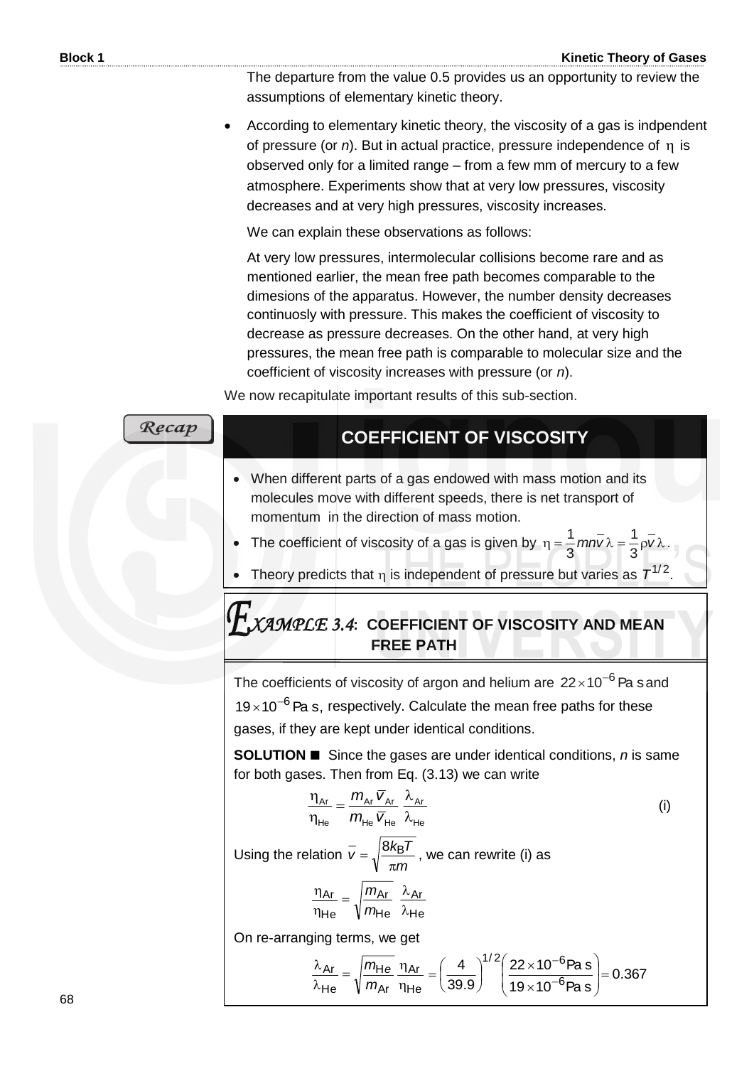The departure from the value 0.5 provides us an opportunity to review the assumptions of elementary kinetic theory.

- According to elementary kinetic theory, the viscosity of a gas is indpendent of pressure (or $n$). But in actual practice, pressure independence of $\eta$ is observed only for a limited range – from a few mm of mercury to a few atmosphere. Experiments show that at very low pressures, viscosity decreases and at very high pressures, viscosity increases.

  We can explain these observations as follows:

  At very low pressures, intermolecular collisions become rare and as mentioned earlier, the mean free path becomes comparable to the dimesions of the apparatus. However, the number density decreases continuosly with pressure. This makes the coefficient of viscosity to decrease as pressure decreases. On the other hand, at very high pressures, the mean free path is comparable to molecular size and the coefficient of viscosity increases with pressure (or $n$).

We now recapitulate important results of this sub-section.

*Recap*

## COEFFICIENT OF VISCOSITY

- When different parts of a gas endowed with mass motion and its molecules move with different speeds, there is net transport of momentum in the direction of mass motion.
- The coefficient of viscosity of a gas is given by $\eta = \frac{1}{3} mn\bar{v}\lambda = \frac{1}{3}\rho\bar{v}\lambda$.
- Theory predicts that $\eta$ is independent of pressure but varies as $T^{1/2}$.

## *EXAMPLE 3.4*: COEFFICIENT OF VISCOSITY AND MEAN FREE PATH

The coefficients of viscosity of argon and helium are $22 \times 10^{-6}$ Pa s and $19 \times 10^{-6}$ Pa s, respectively. Calculate the mean free paths for these gases, if they are kept under identical conditions.

**SOLUTION** ■ Since the gases are under identical conditions, $n$ is same for both gases. Then from Eq. (3.13) we can write

$$\frac{\eta_{Ar}}{\eta_{He}} = \frac{m_{Ar}\bar{v}_{Ar}}{m_{He}\bar{v}_{He}} \frac{\lambda_{Ar}}{\lambda_{He}} \qquad \text{(i)}$$

Using the relation $\bar{v} = \sqrt{\frac{8k_B T}{\pi m}}$, we can rewrite (i) as

$$\frac{\eta_{Ar}}{\eta_{He}} = \sqrt{\frac{m_{Ar}}{m_{He}}} \frac{\lambda_{Ar}}{\lambda_{He}}$$

On re-arranging terms, we get

$$\frac{\lambda_{Ar}}{\lambda_{He}} = \sqrt{\frac{m_{He}}{m_{Ar}}} \frac{\eta_{Ar}}{\eta_{He}} = \left(\frac{4}{39.9}\right)^{1/2} \left(\frac{22 \times 10^{-6}\text{Pa s}}{19 \times 10^{-6}\text{Pa s}}\right) = 0.367$$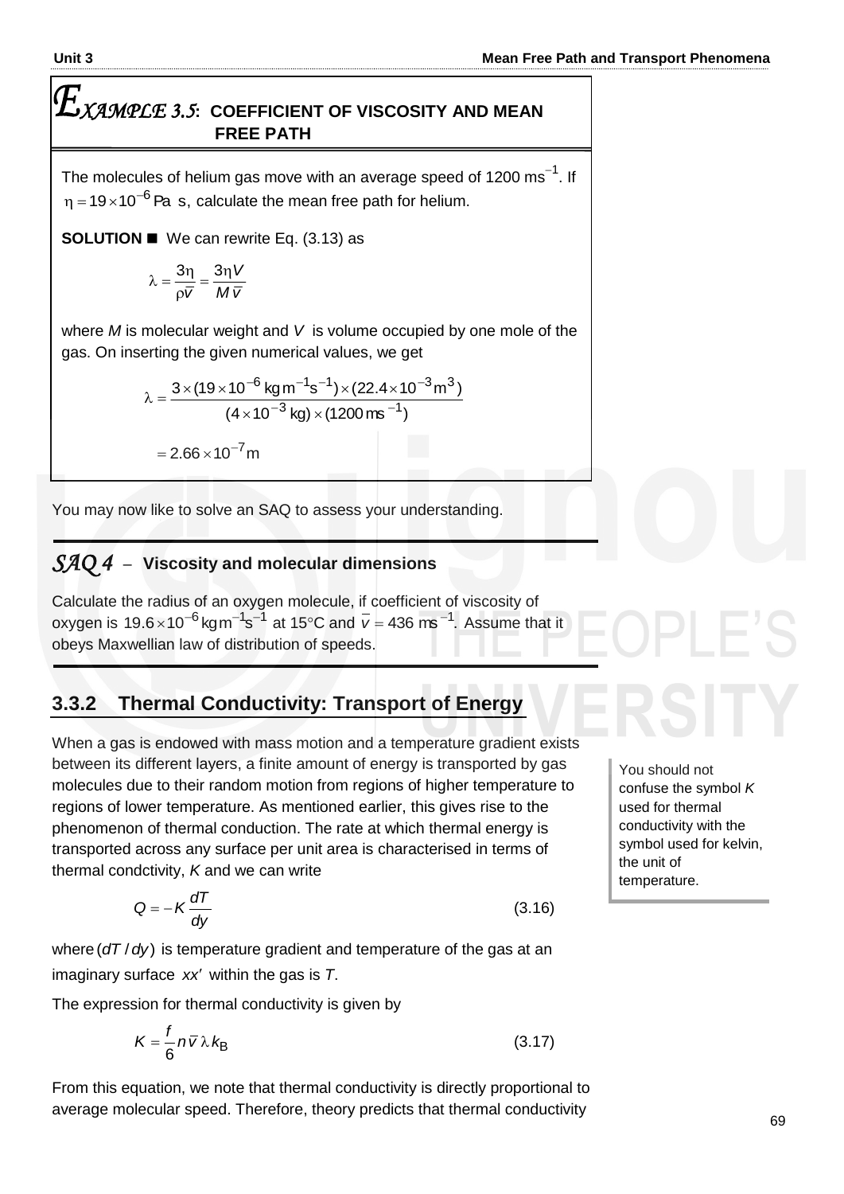## *EXAMPLE 3.5*: COEFFICIENT OF VISCOSITY AND MEAN FREE PATH

The molecules of helium gas move with an average speed of 1200 $ms^{-1}$. If $\eta = 19 \times 10^{-6}$ Pa s, calculate the mean free path for helium.

**SOLUTION ■** We can rewrite Eq. (3.13) as

$$\lambda = \frac{3\eta}{\rho \bar{v}} = \frac{3\eta V}{M \bar{v}}$$

where $M$ is molecular weight and $V$ is volume occupied by one mole of the gas. On inserting the given numerical values, we get

$$\lambda = \frac{3 \times (19 \times 10^{-6}\,\text{kg m}^{-1}\text{s}^{-1}) \times (22.4 \times 10^{-3}\,\text{m}^3)}{(4 \times 10^{-3}\,\text{kg}) \times (1200\,\text{ms}^{-1})}$$

$$= 2.66 \times 10^{-7}\,\text{m}$$

You may now like to solve an SAQ to assess your understanding.

### *SAQ 4* – Viscosity and molecular dimensions

Calculate the radius of an oxygen molecule, if coefficient of viscosity of oxygen is $19.6 \times 10^{-6}\,\text{kg m}^{-1}\text{s}^{-1}$ at 15°C and $\bar{v} = 436\,\text{ms}^{-1}$. Assume that it obeys Maxwellian law of distribution of speeds.

### 3.3.2 Thermal Conductivity: Transport of Energy

When a gas is endowed with mass motion and a temperature gradient exists between its different layers, a finite amount of energy is transported by gas molecules due to their random motion from regions of higher temperature to regions of lower temperature. As mentioned earlier, this gives rise to the phenomenon of thermal conduction. The rate at which thermal energy is transported across any surface per unit area is characterised in terms of thermal condctivity, $K$ and we can write

> You should not confuse the symbol $K$ used for thermal conductivity with the symbol used for kelvin, the unit of temperature.

$$Q = -K \frac{dT}{dy} \tag{3.16}$$

where $(dT/dy)$ is temperature gradient and temperature of the gas at an imaginary surface $xx'$ within the gas is $T$.

The expression for thermal conductivity is given by

$$K = \frac{f}{6} n \bar{v} \lambda k_B \tag{3.17}$$

From this equation, we note that thermal conductivity is directly proportional to average molecular speed. Therefore, theory predicts that thermal conductivity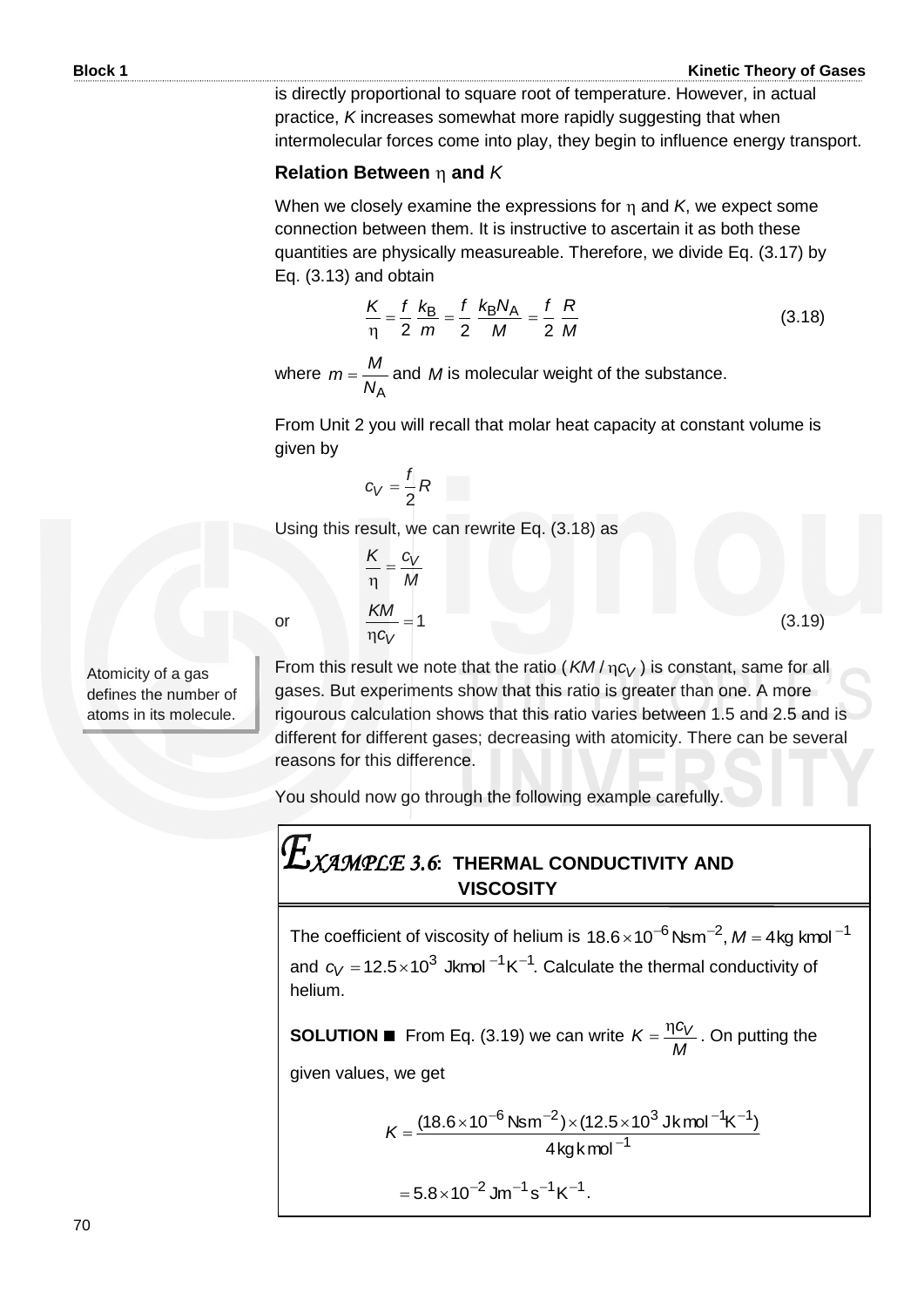is directly proportional to square root of temperature. However, in actual practice, $K$ increases somewhat more rapidly suggesting that when intermolecular forces come into play, they begin to influence energy transport.

### Relation Between $\eta$ and $K$

When we closely examine the expressions for $\eta$ and $K$, we expect some connection between them. It is instructive to ascertain it as both these quantities are physically measureable. Therefore, we divide Eq. (3.17) by Eq. (3.13) and obtain

$$\frac{K}{\eta} = \frac{f}{2}\frac{k_B}{m} = \frac{f}{2}\frac{k_B N_A}{M} = \frac{f}{2}\frac{R}{M} \tag{3.18}$$

where $m = \dfrac{M}{N_A}$ and $M$ is molecular weight of the substance.

From Unit 2 you will recall that molar heat capacity at constant volume is given by

$$c_V = \frac{f}{2}R$$

Using this result, we can rewrite Eq. (3.18) as

$$\frac{K}{\eta} = \frac{c_V}{M}$$

or

$$\frac{KM}{\eta c_V} = 1 \tag{3.19}$$

From this result we note that the ratio ($KM/\eta c_V$) is constant, same for all gases. But experiments show that this ratio is greater than one. A more rigourous calculation shows that this ratio varies between 1.5 and 2.5 and is different for different gases; decreasing with atomicity. There can be several reasons for this difference.

Atomicity of a gas defines the number of atoms in its molecule.

You should now go through the following example carefully.

## EXAMPLE 3.6: THERMAL CONDUCTIVITY AND VISCOSITY

The coefficient of viscosity of helium is $18.6 \times 10^{-6}\,\text{Nsm}^{-2}$, $M = 4\,\text{kg kmol}^{-1}$ and $c_V = 12.5 \times 10^3\ \text{Jkmol}^{-1}\text{K}^{-1}$. Calculate the thermal conductivity of helium.

**SOLUTION ■** From Eq. (3.19) we can write $K = \dfrac{\eta c_V}{M}$. On putting the given values, we get

$$K = \frac{(18.6 \times 10^{-6}\,\text{Nsm}^{-2}) \times (12.5 \times 10^3\,\text{Jkmol}^{-1}\text{K}^{-1})}{4\,\text{kgkmol}^{-1}}$$

$$= 5.8 \times 10^{-2}\,\text{Jm}^{-1}\text{s}^{-1}\text{K}^{-1}.$$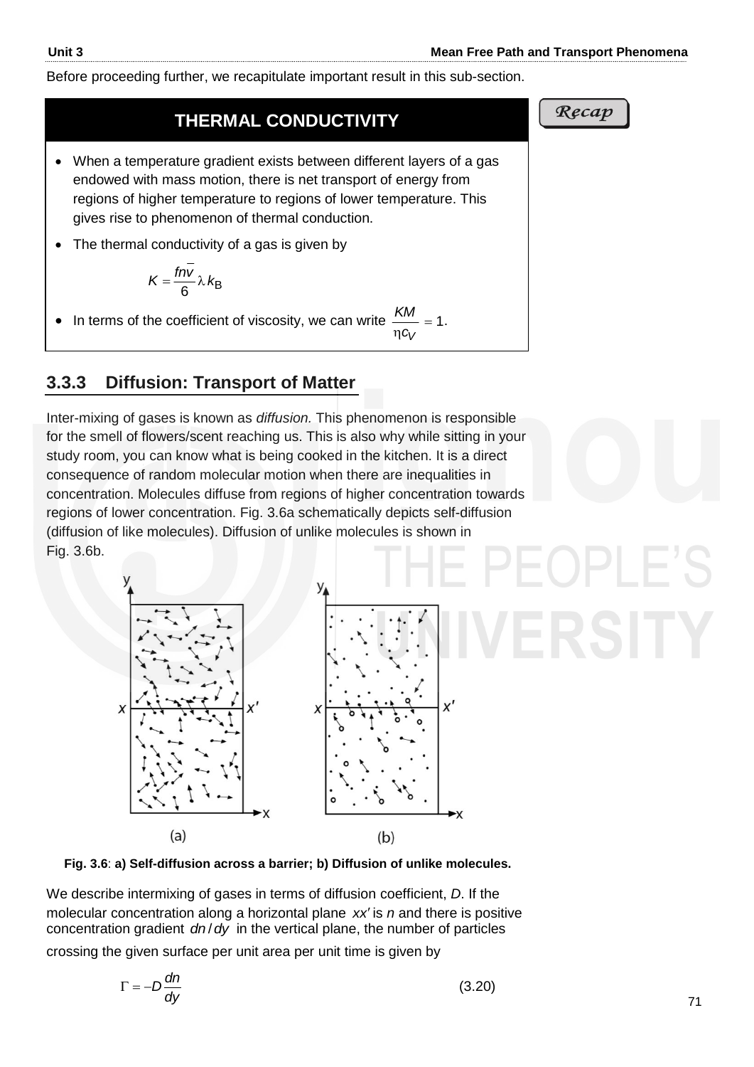Before proceeding further, we recapitulate important result in this sub-section.

*Recap*

## THERMAL CONDUCTIVITY

- When a temperature gradient exists between different layers of a gas endowed with mass motion, there is net transport of energy from regions of higher temperature to regions of lower temperature. This gives rise to phenomenon of thermal conduction.
- The thermal conductivity of a gas is given by

$$K = \frac{fn\bar{v}}{6} \lambda k_B$$

- In terms of the coefficient of viscosity, we can write $\frac{KM}{\eta c_V} = 1$.

### 3.3.3 Diffusion: Transport of Matter

Inter-mixing of gases is known as *diffusion.* This phenomenon is responsible for the smell of flowers/scent reaching us. This is also why while sitting in your study room, you can know what is being cooked in the kitchen. It is a direct consequence of random molecular motion when there are inequalities in concentration. Molecules diffuse from regions of higher concentration towards regions of lower concentration. Fig. 3.6a schematically depicts self-diffusion (diffusion of like molecules). Diffusion of unlike molecules is shown in Fig. 3.6b.

**Fig. 3.6**: **a) Self-diffusion across a barrier; b) Diffusion of unlike molecules.**

We describe intermixing of gases in terms of diffusion coefficient, *D*. If the molecular concentration along a horizontal plane $xx'$ is $n$ and there is positive concentration gradient $dn/dy$ in the vertical plane, the number of particles crossing the given surface per unit area per unit time is given by

$$\Gamma = -D\frac{dn}{dy} \tag{3.20}$$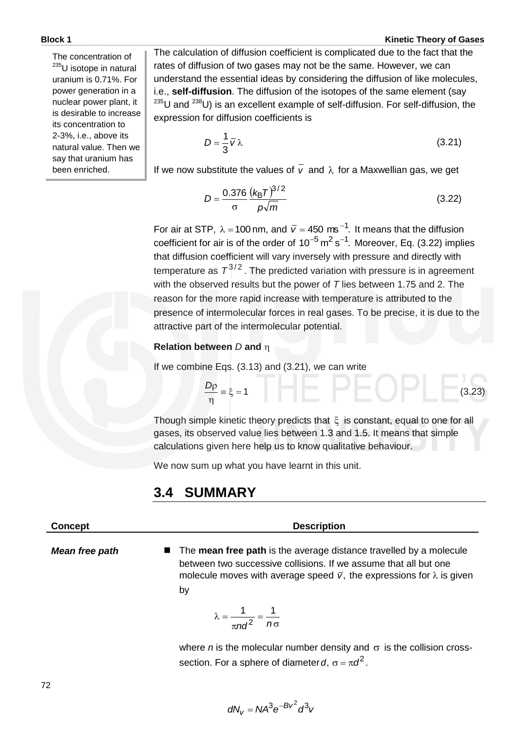> The concentration of $^{235}$U isotope in natural uranium is 0.71%. For power generation in a nuclear power plant, it is desirable to increase its concentration to 2-3%, i.e., above its natural value. Then we say that uranium has been enriched.

The calculation of diffusion coefficient is complicated due to the fact that the rates of diffusion of two gases may not be the same. However, we can understand the essential ideas by considering the diffusion of like molecules, i.e., **self-diffusion**. The diffusion of the isotopes of the same element (say $^{235}$U and $^{238}$U) is an excellent example of self-diffusion. For self-diffusion, the expression for diffusion coefficients is

$$D = \frac{1}{3}\bar{v}\,\lambda \tag{3.21}$$

If we now substitute the values of $\bar{v}$ and $\lambda$ for a Maxwellian gas, we get

$$D = \frac{0.376}{\sigma}\frac{(k_B T)^{3/2}}{p\sqrt{m}} \tag{3.22}$$

For air at STP, $\lambda = 100$ nm, and $\bar{v} = 450\ \text{ms}^{-1}$. It means that the diffusion coefficient for air is of the order of $10^{-5}\,\text{m}^2\,\text{s}^{-1}$. Moreover, Eq. (3.22) implies that diffusion coefficient will vary inversely with pressure and directly with temperature as $T^{3/2}$. The predicted variation with pressure is in agreement with the observed results but the power of $T$ lies between 1.75 and 2. The reason for the more rapid increase with temperature is attributed to the presence of intermolecular forces in real gases. To be precise, it is due to the attractive part of the intermolecular potential.

**Relation between $D$ and $\eta$**

If we combine Eqs. (3.13) and (3.21), we can write

$$\frac{D\rho}{\eta} \equiv \xi = 1 \tag{3.23}$$

Though simple kinetic theory predicts that $\xi$ is constant, equal to one for all gases, its observed value lies between 1.3 and 1.5. It means that simple calculations given here help us to know qualitative behaviour.

We now sum up what you have learnt in this unit.

## 3.4 SUMMARY

| Concept | Description |
|---|---|
| ***Mean free path*** | ■ The **mean free path** is the average distance travelled by a molecule between two successive collisions. If we assume that all but one molecule moves with average speed $\bar{v}$, the expressions for $\lambda$ is given by $$\lambda = \frac{1}{\pi n d^2} = \frac{1}{n\sigma}$$ where $n$ is the molecular number density and $\sigma$ is the collision cross-section. For a sphere of diameter $d$, $\sigma = \pi d^2$. |

$$dN_v = NA^3 e^{-Bv^2} d^3 v$$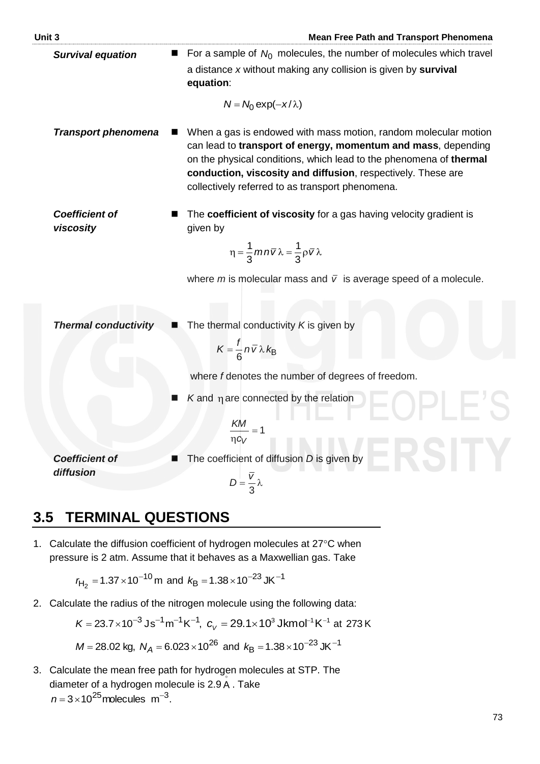***Survival equation***

- For a sample of $N_0$ molecules, the number of molecules which travel a distance *x* without making any collision is given by **survival equation**:

$$N = N_0 \exp(-x/\lambda)$$

***Transport phenomena***

- When a gas is endowed with mass motion, random molecular motion can lead to **transport of energy, momentum and mass**, depending on the physical conditions, which lead to the phenomena of **thermal conduction, viscosity and diffusion**, respectively. These are collectively referred to as transport phenomena.

***Coefficient of viscosity***

- The **coefficient of viscosity** for a gas having velocity gradient is given by

$$\eta = \frac{1}{3} m n \bar{v} \lambda = \frac{1}{3} \rho \bar{v} \lambda$$

where *m* is molecular mass and $\bar{v}$ is average speed of a molecule.

***Thermal conductivity***

- The thermal conductivity *K* is given by

$$K = \frac{f}{6} n \bar{v} \lambda k_B$$

where *f* denotes the number of degrees of freedom.

- *K* and $\eta$ are connected by the relation

$$\frac{KM}{\eta c_V} = 1$$

***Coefficient of diffusion***

- The coefficient of diffusion *D* is given by

$$D = \frac{\bar{v}}{3} \lambda$$

## 3.5 TERMINAL QUESTIONS

1. Calculate the diffusion coefficient of hydrogen molecules at 27°C when pressure is 2 atm. Assume that it behaves as a Maxwellian gas. Take

$$r_{H_2} = 1.37 \times 10^{-10}\,\text{m and } k_B = 1.38 \times 10^{-23}\,\text{JK}^{-1}$$

2. Calculate the radius of the nitrogen molecule using the following data:

$$K = 23.7 \times 10^{-3}\,\text{Js}^{-1}\text{m}^{-1}\text{K}^{-1},\ c_V = 29.1 \times 10^3\,\text{Jkmol}^{-1}\text{K}^{-1} \text{ at } 273\,\text{K}$$

$$M = 28.02\,\text{kg},\ N_A = 6.023 \times 10^{26} \text{ and } k_B = 1.38 \times 10^{-23}\,\text{JK}^{-1}$$

3. Calculate the mean free path for hydrogen molecules at STP. The diameter of a hydrogen molecule is 2.9 Å. Take $n = 3 \times 10^{25}$ molecules $\text{m}^{-3}$.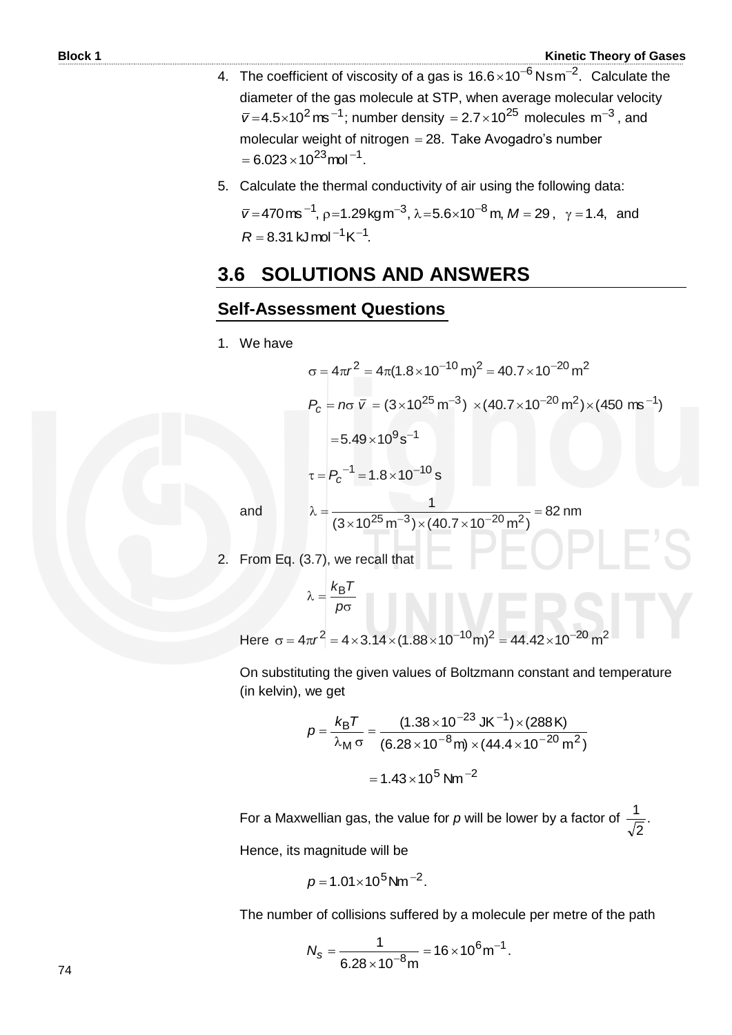4. The coefficient of viscosity of a gas is $16.6\times10^{-6}\,\text{Nsm}^{-2}$. Calculate the diameter of the gas molecule at STP, when average molecular velocity $\bar{v} = 4.5\times10^{2}\,\text{ms}^{-1}$; number density $= 2.7\times10^{25}$ molecules $\text{m}^{-3}$, and molecular weight of nitrogen $= 28$. Take Avogadro's number $= 6.023\times10^{23}\,\text{mol}^{-1}$.

5. Calculate the thermal conductivity of air using the following data:

   $\bar{v} = 470\,\text{ms}^{-1}$, $\rho = 1.29\,\text{kgm}^{-3}$, $\lambda = 5.6\times10^{-8}\,\text{m}$, $M = 29$, $\gamma = 1.4$, and $R = 8.31\,\text{kJ mol}^{-1}\text{K}^{-1}$.

## 3.6 SOLUTIONS AND ANSWERS

### Self-Assessment Questions

1. We have

$$\sigma = 4\pi r^2 = 4\pi(1.8\times10^{-10}\,\text{m})^2 = 40.7\times10^{-20}\,\text{m}^2$$

$$P_c = n\sigma\,\bar{v} = (3\times10^{25}\,\text{m}^{-3})\times(40.7\times10^{-20}\,\text{m}^2)\times(450\ \text{ms}^{-1})$$

$$= 5.49\times10^{9}\,\text{s}^{-1}$$

$$\tau = P_c^{-1} = 1.8\times10^{-10}\,\text{s}$$

and

$$\lambda = \frac{1}{(3\times10^{25}\,\text{m}^{-3})\times(40.7\times10^{-20}\,\text{m}^2)} = 82\,\text{nm}$$

2. From Eq. (3.7), we recall that

$$\lambda = \frac{k_B T}{p\sigma}$$

Here $\sigma = 4\pi r^2 = 4\times3.14\times(1.88\times10^{-10}\text{m})^2 = 44.42\times10^{-20}\,\text{m}^2$

On substituting the given values of Boltzmann constant and temperature (in kelvin), we get

$$p = \frac{k_B T}{\lambda_M\,\sigma} = \frac{(1.38\times10^{-23}\ \text{JK}^{-1})\times(288\,\text{K})}{(6.28\times10^{-8}\text{m})\times(44.4\times10^{-20}\,\text{m}^2)}$$

$$= 1.43\times10^{5}\ \text{Nm}^{-2}$$

For a Maxwellian gas, the value for $p$ will be lower by a factor of $\dfrac{1}{\sqrt{2}}$.

Hence, its magnitude will be

$$p = 1.01\times10^{5}\,\text{Nm}^{-2}.$$

The number of collisions suffered by a molecule per metre of the path

$$N_s = \frac{1}{6.28\times10^{-8}\text{m}} = 16\times10^{6}\,\text{m}^{-1}.$$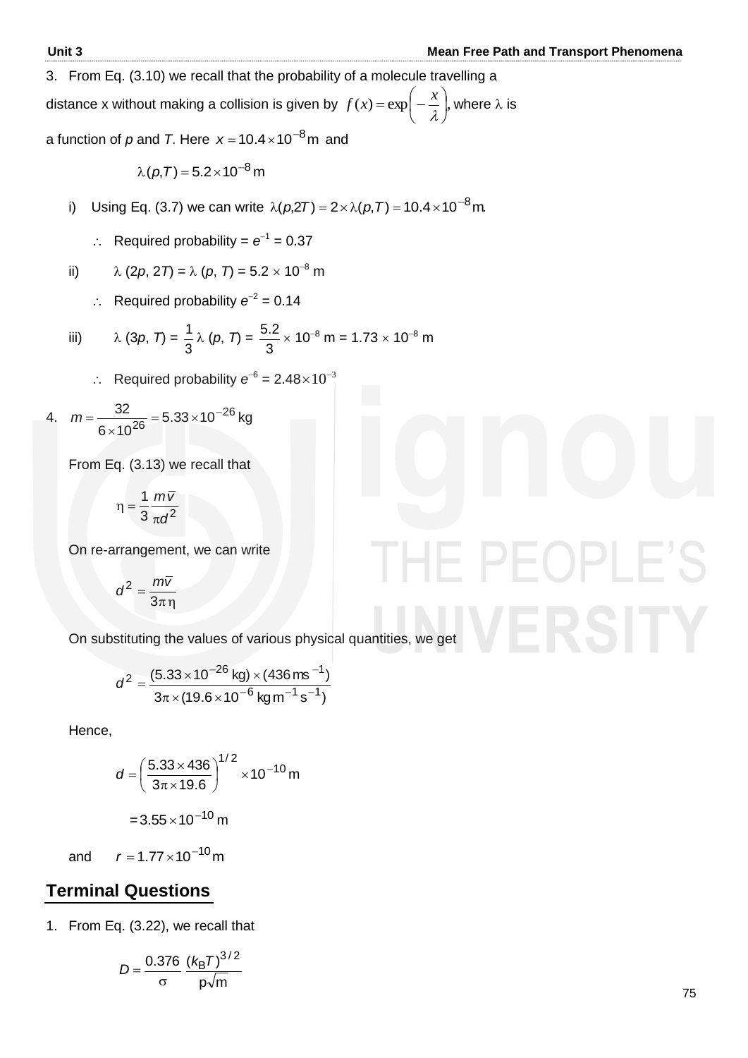3. From Eq. (3.10) we recall that the probability of a molecule travelling a distance x without making a collision is given by $f(x) = \exp\left(-\frac{x}{\lambda}\right)$, where $\lambda$ is a function of *p* and *T*. Here $x = 10.4 \times 10^{-8}$ m and

$$\lambda(p,T) = 5.2 \times 10^{-8}\,\text{m}$$

   i) Using Eq. (3.7) we can write $\lambda(p,2T) = 2 \times \lambda(p,T) = 10.4 \times 10^{-8}$m.

   $\therefore$ Required probability = $e^{-1}$ = 0.37

   ii) $\lambda$ (2*p*, 2*T*) = $\lambda$ (*p*, *T*) = 5.2 $\times$ $10^{-8}$ m

   $\therefore$ Required probability $e^{-2}$ = 0.14

   iii) $\lambda$ (3*p*, *T*) = $\frac{1}{3}$ $\lambda$ (*p*, *T*) = $\frac{5.2}{3} \times 10^{-8}$ m = 1.73 $\times$ $10^{-8}$ m

   $\therefore$ Required probability $e^{-6} = 2.48 \times 10^{-3}$

4. $m = \frac{32}{6 \times 10^{26}} = 5.33 \times 10^{-26}$ kg

   From Eq. (3.13) we recall that

$$\eta = \frac{1}{3}\frac{m\bar{v}}{\pi d^2}$$

   On re-arrangement, we can write

$$d^2 = \frac{m\bar{v}}{3\pi\eta}$$

   On substituting the values of various physical quantities, we get

$$d^2 = \frac{(5.33 \times 10^{-26}\,\text{kg}) \times (436\,\text{ms}^{-1})}{3\pi \times (19.6 \times 10^{-6}\,\text{kg m}^{-1}\,\text{s}^{-1})}$$

   Hence,

$$d = \left(\frac{5.33 \times 436}{3\pi \times 19.6}\right)^{1/2} \times 10^{-10}\,\text{m}$$

$$= 3.55 \times 10^{-10}\,\text{m}$$

   and $\quad r = 1.77 \times 10^{-10}$m

## Terminal Questions

1. From Eq. (3.22), we recall that

$$D = \frac{0.376}{\sigma}\frac{(k_B T)^{3/2}}{p\sqrt{m}}$$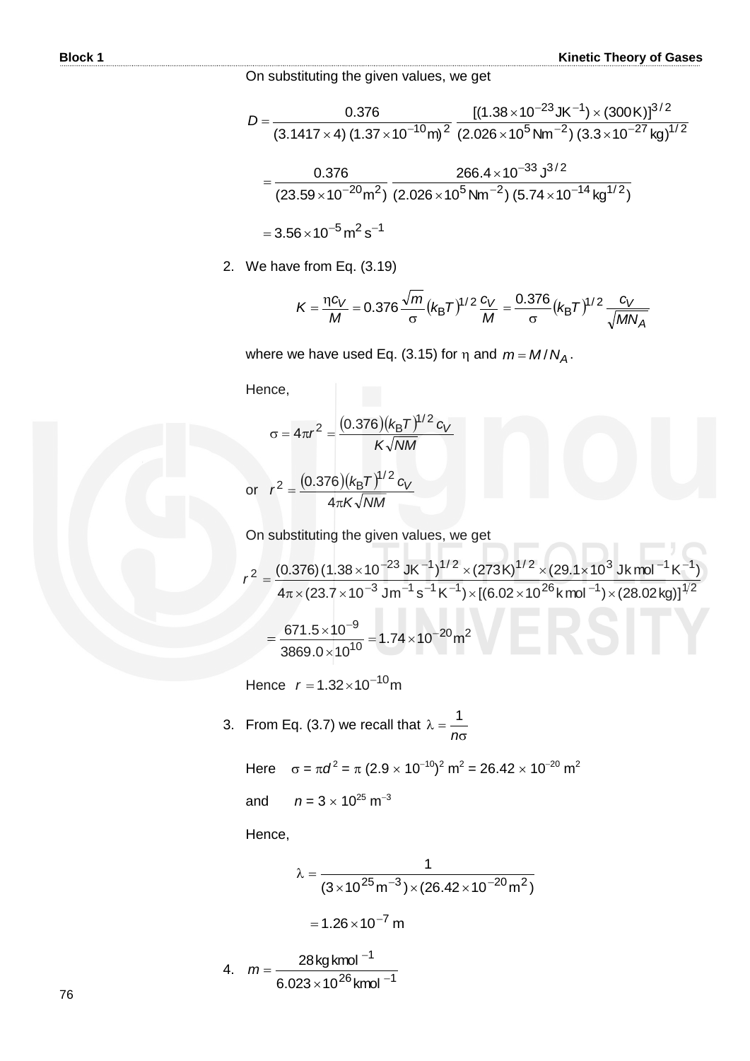On substituting the given values, we get

$$D = \frac{0.376}{(3.1417 \times 4)\,(1.37 \times 10^{-10}\,\text{m})^2}\,\frac{[(1.38 \times 10^{-23}\,\text{JK}^{-1}) \times (300\,\text{K})]^{3/2}}{(2.026 \times 10^5\,\text{Nm}^{-2})\,(3.3 \times 10^{-27}\,\text{kg})^{1/2}}$$

$$= \frac{0.376}{(23.59 \times 10^{-20}\,\text{m}^2)}\,\frac{266.4 \times 10^{-33}\,\text{J}^{3/2}}{(2.026 \times 10^5\,\text{Nm}^{-2})\,(5.74 \times 10^{-14}\,\text{kg}^{1/2})}$$

$$= 3.56 \times 10^{-5}\,\text{m}^2\,\text{s}^{-1}$$

2. We have from Eq. (3.19)

$$K = \frac{\eta c_V}{M} = 0.376\,\frac{\sqrt{m}}{\sigma}(k_B T)^{1/2}\,\frac{c_V}{M} = \frac{0.376}{\sigma}(k_B T)^{1/2}\,\frac{c_V}{\sqrt{MN_A}}$$

where we have used Eq. (3.15) for $\eta$ and $m = M/N_A$.

Hence,

$$\sigma = 4\pi r^2 = \frac{(0.376)(k_B T)^{1/2}\,c_V}{K\sqrt{NM}}$$

or $$r^2 = \frac{(0.376)(k_B T)^{1/2}\,c_V}{4\pi K\sqrt{NM}}$$

On substituting the given values, we get

$$r^2 = \frac{(0.376)\,(1.38 \times 10^{-23}\,\text{JK}^{-1})^{1/2} \times (273\,\text{K})^{1/2} \times (29.1 \times 10^3\,\text{Jk mol}^{-1}\,\text{K}^{-1})}{4\pi \times (23.7 \times 10^{-3}\,\text{Jm}^{-1}\,\text{s}^{-1}\,\text{K}^{-1}) \times [(6.02 \times 10^{26}\,\text{k mol}^{-1}) \times (28.02\,\text{kg})]^{1/2}}$$

$$= \frac{671.5 \times 10^{-9}}{3869.0 \times 10^{10}} = 1.74 \times 10^{-20}\,\text{m}^2$$

Hence $r = 1.32 \times 10^{-10}\,\text{m}$

3. From Eq. (3.7) we recall that $\lambda = \dfrac{1}{n\sigma}$

Here $\sigma = \pi d^2 = \pi\,(2.9 \times 10^{-10})^2\,\text{m}^2 = 26.42 \times 10^{-20}\,\text{m}^2$

and $n = 3 \times 10^{25}\,\text{m}^{-3}$

Hence,

$$\lambda = \frac{1}{(3 \times 10^{25}\,\text{m}^{-3}) \times (26.42 \times 10^{-20}\,\text{m}^2)}$$

$$= 1.26 \times 10^{-7}\,\text{m}$$

4. $$m = \frac{28\,\text{kg kmol}^{-1}}{6.023 \times 10^{26}\,\text{kmol}^{-1}}$$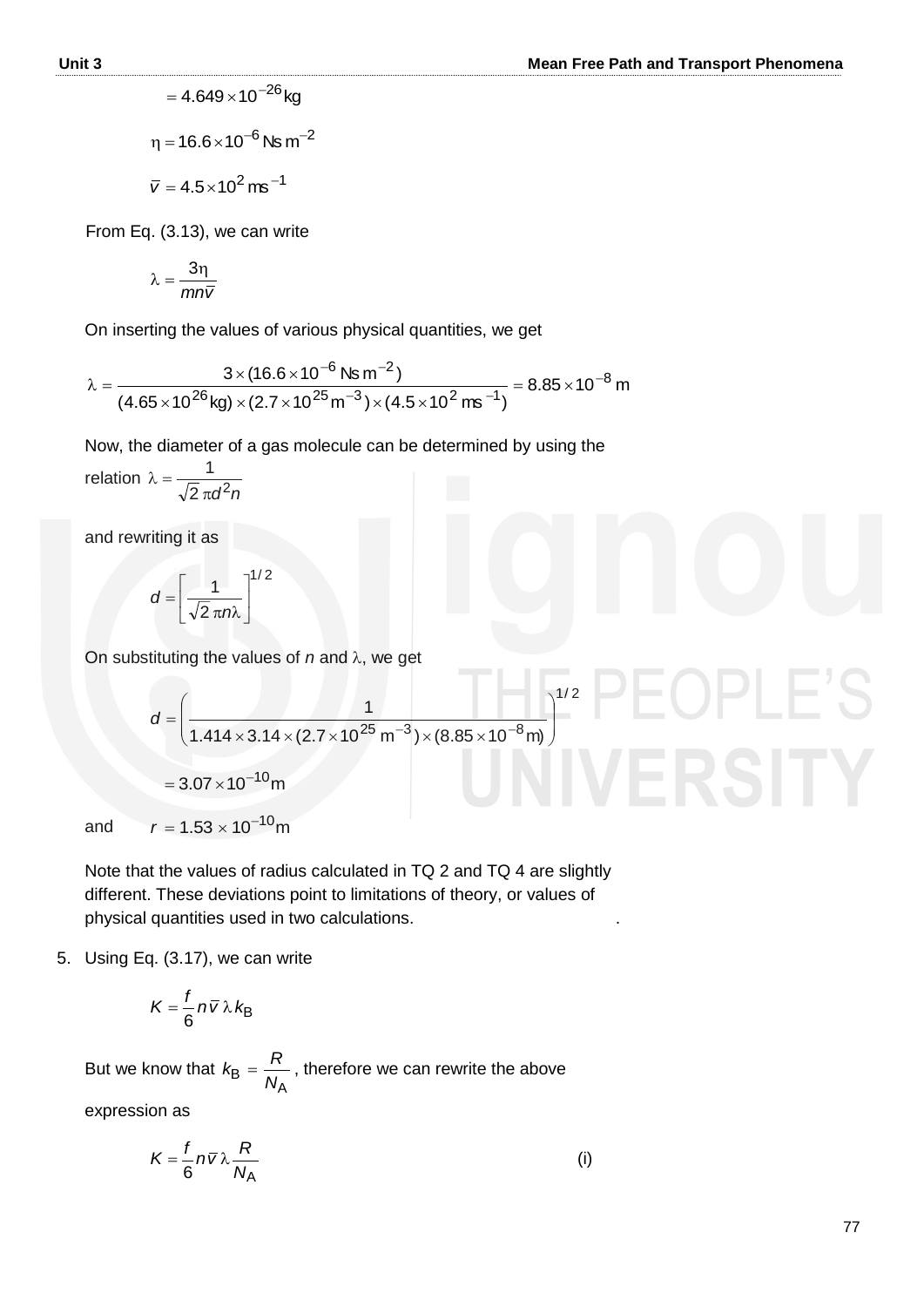$$= 4.649 \times 10^{-26} \text{kg}$$

$$\eta = 16.6 \times 10^{-6} \text{ Ns m}^{-2}$$

$$\bar{v} = 4.5 \times 10^{2} \text{ ms}^{-1}$$

From Eq. (3.13), we can write

$$\lambda = \frac{3\eta}{mn\bar{v}}$$

On inserting the values of various physical quantities, we get

$$\lambda = \frac{3 \times (16.6 \times 10^{-6} \text{ Ns m}^{-2})}{(4.65 \times 10^{26} \text{kg}) \times (2.7 \times 10^{25} \text{m}^{-3}) \times (4.5 \times 10^{2} \text{ ms}^{-1})} = 8.85 \times 10^{-8} \text{ m}$$

Now, the diameter of a gas molecule can be determined by using the relation $\lambda = \dfrac{1}{\sqrt{2}\,\pi d^2 n}$

and rewriting it as

$$d = \left[\frac{1}{\sqrt{2}\,\pi n \lambda}\right]^{1/2}$$

On substituting the values of $n$ and $\lambda$, we get

$$d = \left(\frac{1}{1.414 \times 3.14 \times (2.7 \times 10^{25} \text{ m}^{-3}) \times (8.85 \times 10^{-8} \text{m})}\right)^{1/2}$$

$$= 3.07 \times 10^{-10} \text{m}$$

and $\quad r = 1.53 \times 10^{-10} \text{m}$

Note that the values of radius calculated in TQ 2 and TQ 4 are slightly different. These deviations point to limitations of theory, or values of physical quantities used in two calculations.

5. Using Eq. (3.17), we can write

$$K = \frac{f}{6} n \bar{v} \lambda k_B$$

But we know that $k_B = \dfrac{R}{N_A}$, therefore we can rewrite the above expression as

$$K = \frac{f}{6} n \bar{v} \lambda \frac{R}{N_A} \qquad \text{(i)}$$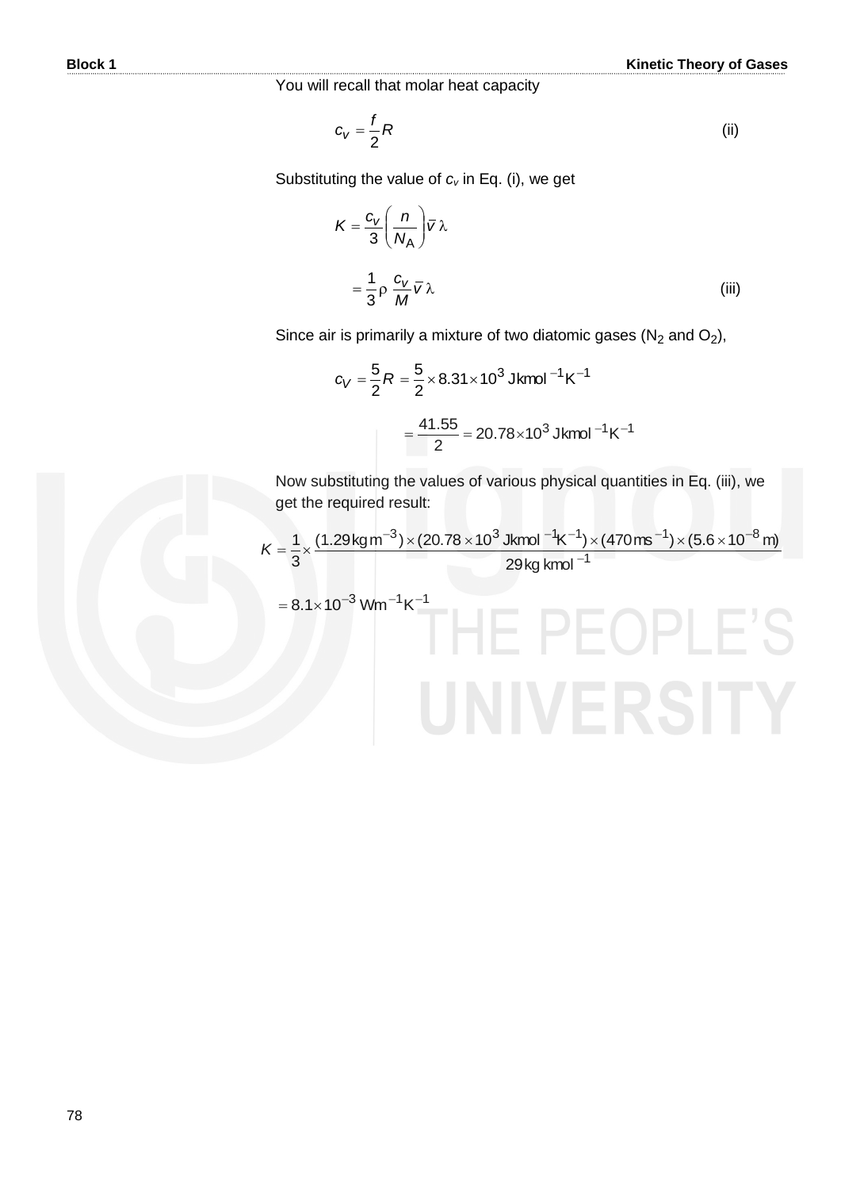You will recall that molar heat capacity

$$c_V = \frac{f}{2}R \qquad \text{(ii)}$$

Substituting the value of $c_v$ in Eq. (i), we get

$$K = \frac{c_V}{3}\left(\frac{n}{N_A}\right)\bar{v}\,\lambda$$

$$= \frac{1}{3}\rho\,\frac{c_V}{M}\bar{v}\,\lambda \qquad \text{(iii)}$$

Since air is primarily a mixture of two diatomic gases ($N_2$ and $O_2$),

$$c_V = \frac{5}{2}R = \frac{5}{2}\times 8.31\times 10^3\ \text{Jkmol}^{-1}\text{K}^{-1}$$

$$= \frac{41.55}{2} = 20.78\times 10^3\ \text{Jkmol}^{-1}\text{K}^{-1}$$

Now substituting the values of various physical quantities in Eq. (iii), we get the required result:

$$K = \frac{1}{3}\times\frac{(1.29\,\text{kg m}^{-3})\times(20.78\times 10^3\ \text{Jkmol}^{-1}\text{K}^{-1})\times(470\,\text{ms}^{-1})\times(5.6\times 10^{-8}\,\text{m})}{29\,\text{kg kmol}^{-1}}$$

$$= 8.1\times 10^{-3}\ \text{Wm}^{-1}\text{K}^{-1}$$